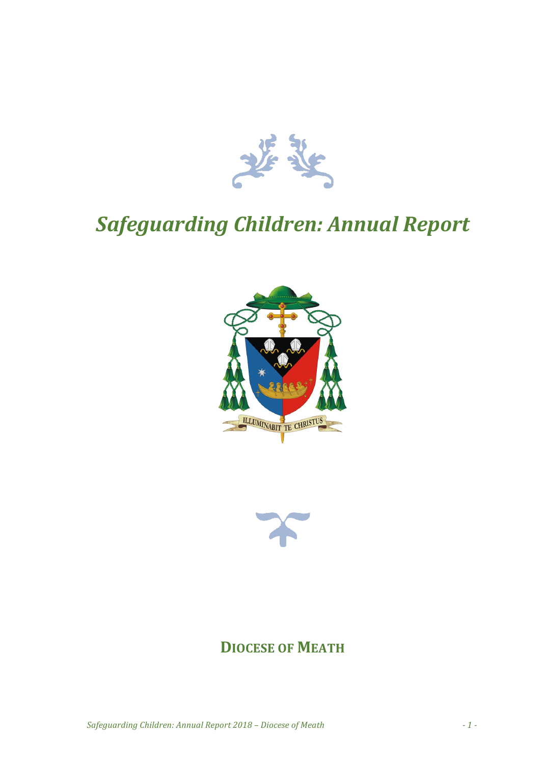# *Safeguarding Children: Annual Report*

ILLUMINABIT TE CHRISTUS

**DIOCESE OF MEATH**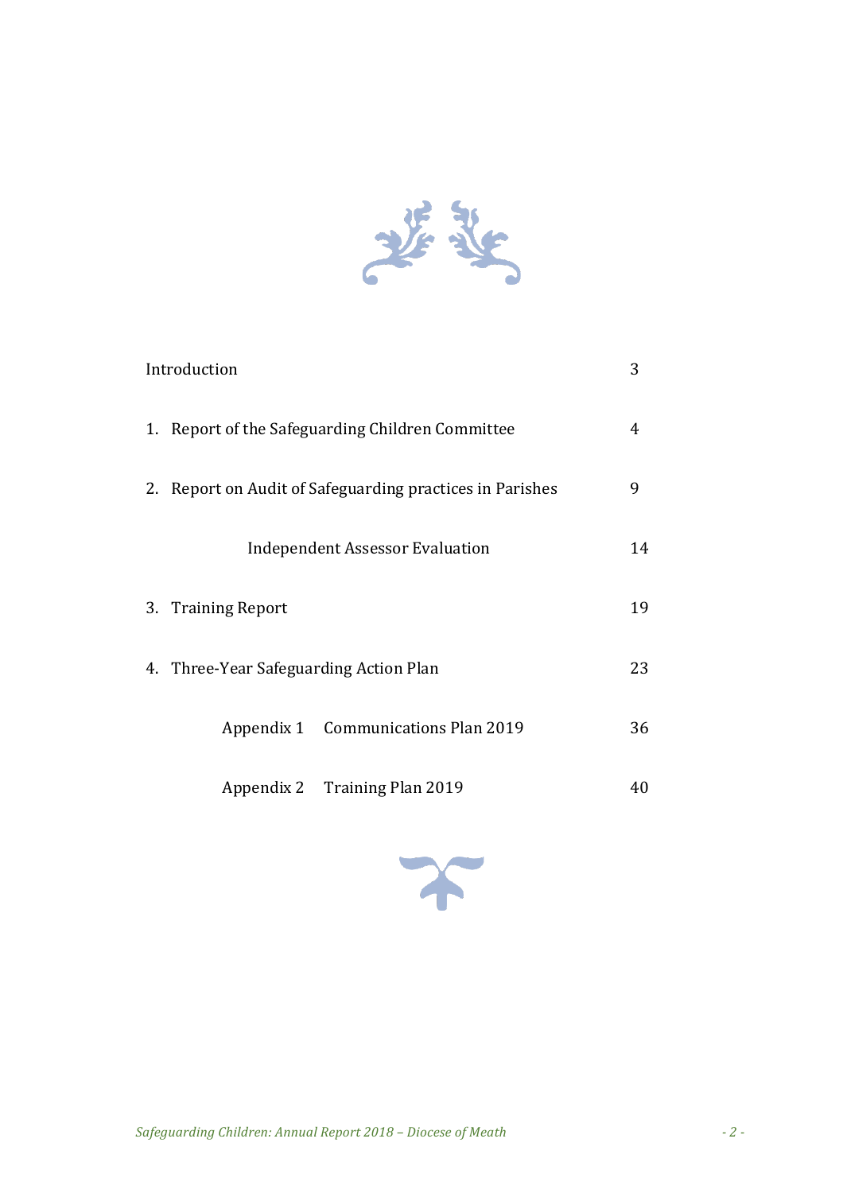| | |
|---|---|
| Introduction | 3 |
| 1. Report of the Safeguarding Children Committee | 4 |
| 2. Report on Audit of Safeguarding practices in Parishes | 9 |
| Independent Assessor Evaluation | 14 |
| 3. Training Report | 19 |
| 4. Three-Year Safeguarding Action Plan | 23 |
| Appendix 1 Communications Plan 2019 | 36 |
| Appendix 2 Training Plan 2019 | 40 |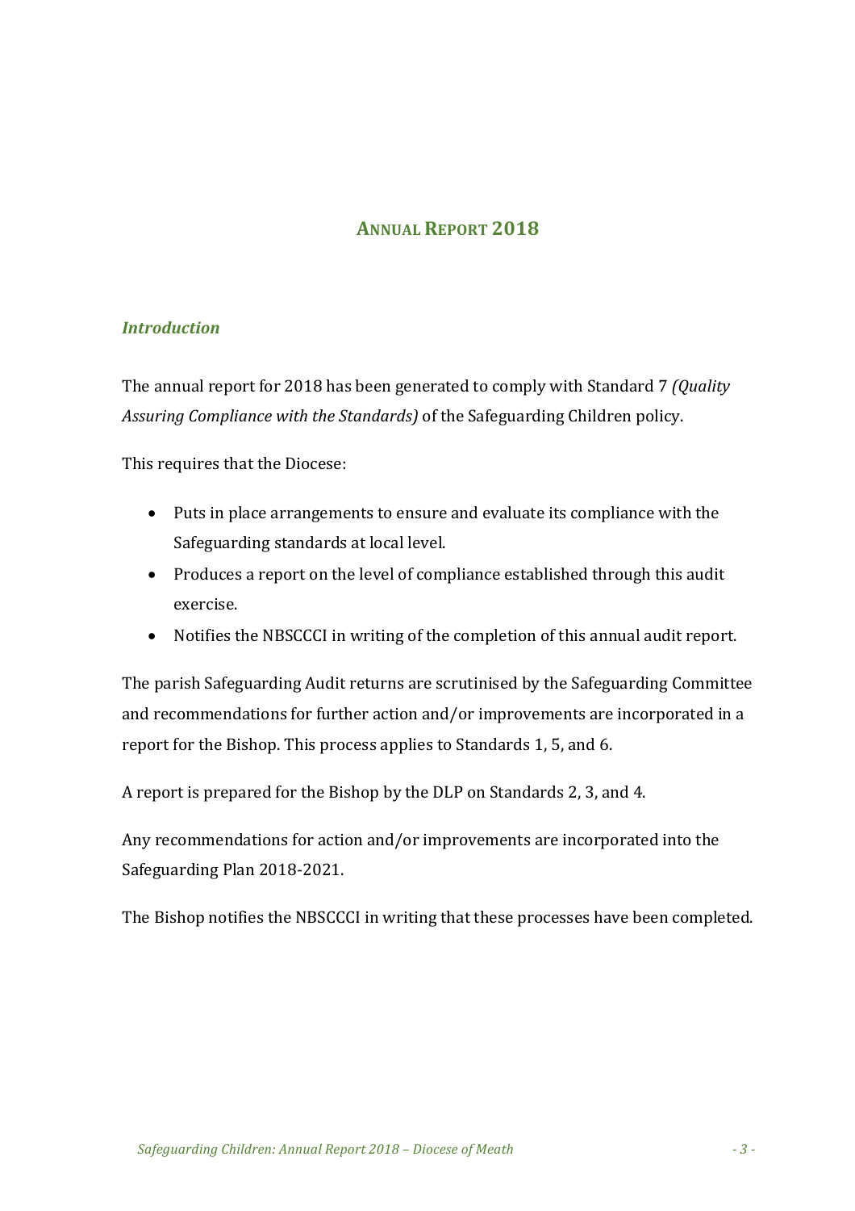# ANNUAL REPORT 2018

### *Introduction*

The annual report for 2018 has been generated to comply with Standard 7 *(Quality Assuring Compliance with the Standards)* of the Safeguarding Children policy.

This requires that the Diocese:

- Puts in place arrangements to ensure and evaluate its compliance with the Safeguarding standards at local level.
- Produces a report on the level of compliance established through this audit exercise.
- Notifies the NBSCCCI in writing of the completion of this annual audit report.

The parish Safeguarding Audit returns are scrutinised by the Safeguarding Committee and recommendations for further action and/or improvements are incorporated in a report for the Bishop. This process applies to Standards 1, 5, and 6.

A report is prepared for the Bishop by the DLP on Standards 2, 3, and 4.

Any recommendations for action and/or improvements are incorporated into the Safeguarding Plan 2018-2021.

The Bishop notifies the NBSCCCI in writing that these processes have been completed.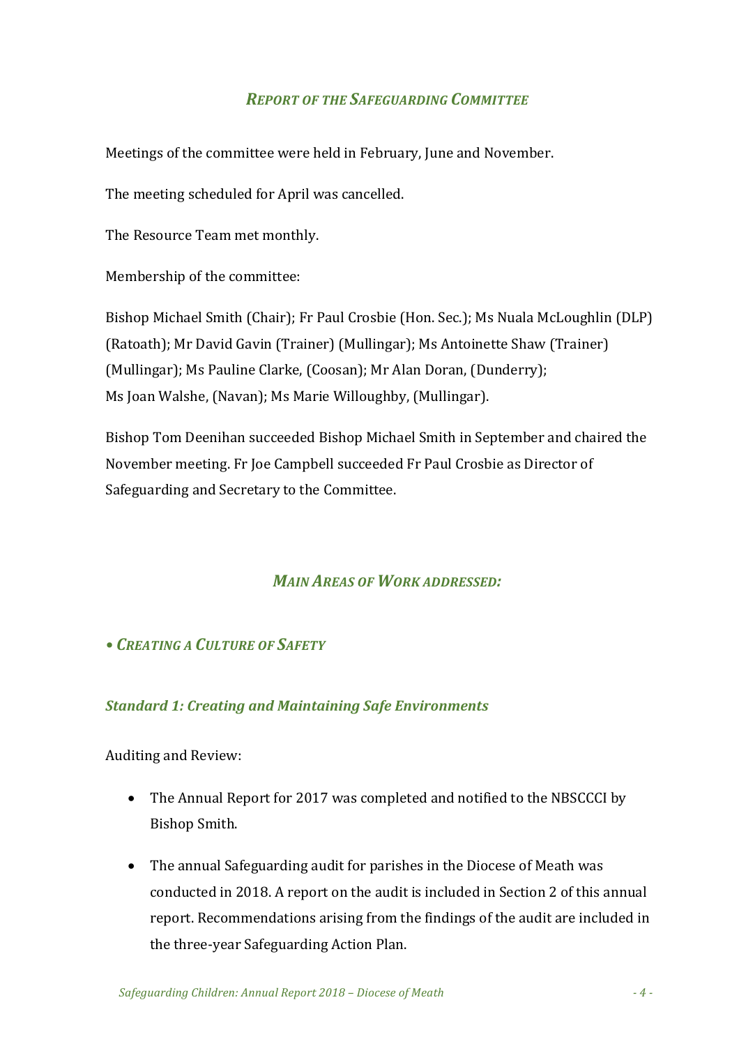## *Report of the Safeguarding Committee*

Meetings of the committee were held in February, June and November.

The meeting scheduled for April was cancelled.

The Resource Team met monthly.

Membership of the committee:

Bishop Michael Smith (Chair); Fr Paul Crosbie (Hon. Sec.); Ms Nuala McLoughlin (DLP) (Ratoath); Mr David Gavin (Trainer) (Mullingar); Ms Antoinette Shaw (Trainer) (Mullingar); Ms Pauline Clarke, (Coosan); Mr Alan Doran, (Dunderry); Ms Joan Walshe, (Navan); Ms Marie Willoughby, (Mullingar).

Bishop Tom Deenihan succeeded Bishop Michael Smith in September and chaired the November meeting. Fr Joe Campbell succeeded Fr Paul Crosbie as Director of Safeguarding and Secretary to the Committee.

## *Main Areas of Work addressed:*

### *• Creating a Culture of Safety*

#### *Standard 1: Creating and Maintaining Safe Environments*

Auditing and Review:

- The Annual Report for 2017 was completed and notified to the NBSCCCI by Bishop Smith.
- The annual Safeguarding audit for parishes in the Diocese of Meath was conducted in 2018. A report on the audit is included in Section 2 of this annual report. Recommendations arising from the findings of the audit are included in the three-year Safeguarding Action Plan.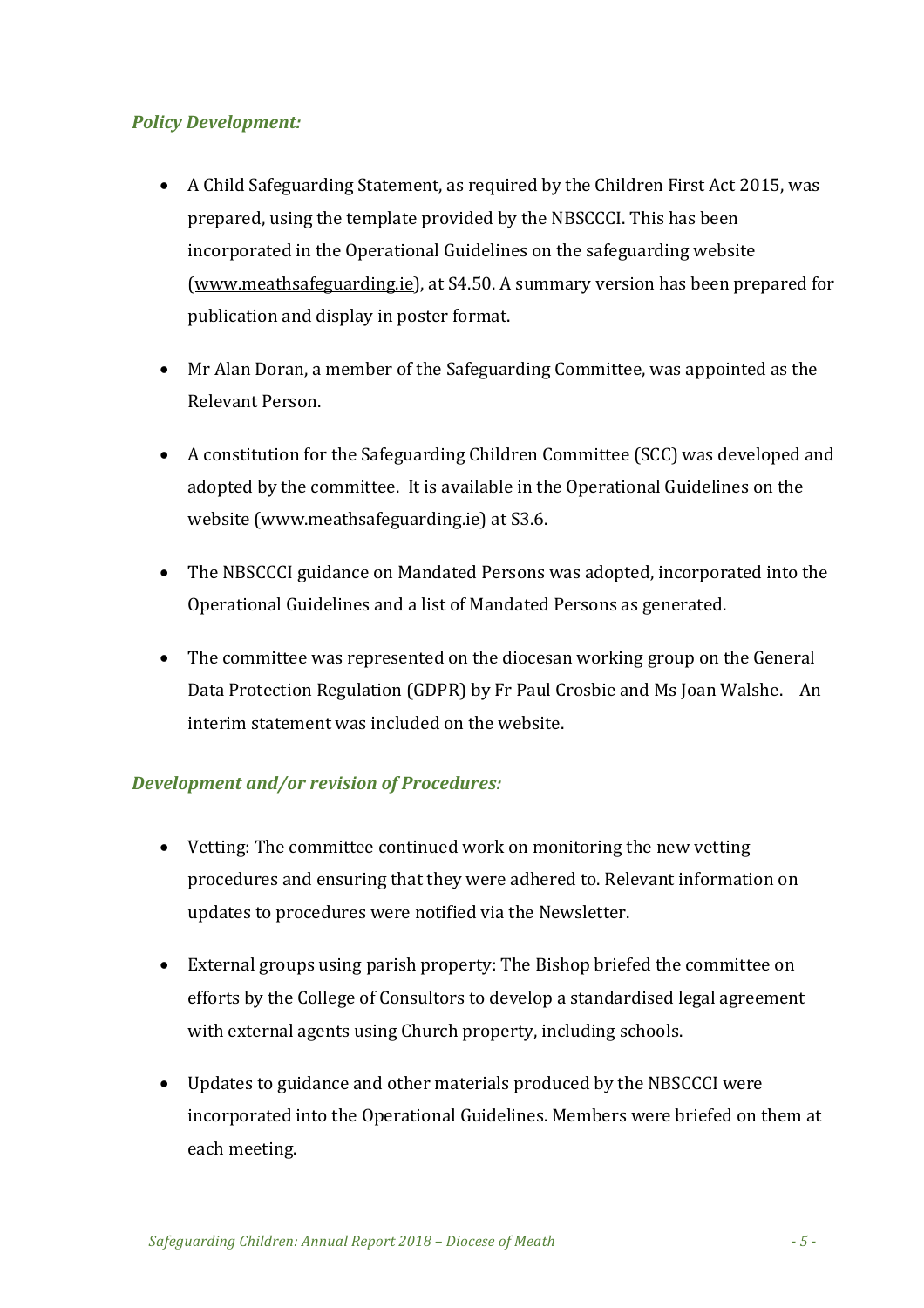### *Policy Development:*

- A Child Safeguarding Statement, as required by the Children First Act 2015, was prepared, using the template provided by the NBSCCCI. This has been incorporated in the Operational Guidelines on the safeguarding website (www.meathsafeguarding.ie), at S4.50. A summary version has been prepared for publication and display in poster format.

- Mr Alan Doran, a member of the Safeguarding Committee, was appointed as the Relevant Person.

- A constitution for the Safeguarding Children Committee (SCC) was developed and adopted by the committee. It is available in the Operational Guidelines on the website (www.meathsafeguarding.ie) at S3.6.

- The NBSCCCI guidance on Mandated Persons was adopted, incorporated into the Operational Guidelines and a list of Mandated Persons as generated.

- The committee was represented on the diocesan working group on the General Data Protection Regulation (GDPR) by Fr Paul Crosbie and Ms Joan Walshe. An interim statement was included on the website.

### *Development and/or revision of Procedures:*

- Vetting: The committee continued work on monitoring the new vetting procedures and ensuring that they were adhered to. Relevant information on updates to procedures were notified via the Newsletter.

- External groups using parish property: The Bishop briefed the committee on efforts by the College of Consultors to develop a standardised legal agreement with external agents using Church property, including schools.

- Updates to guidance and other materials produced by the NBSCCCI were incorporated into the Operational Guidelines. Members were briefed on them at each meeting.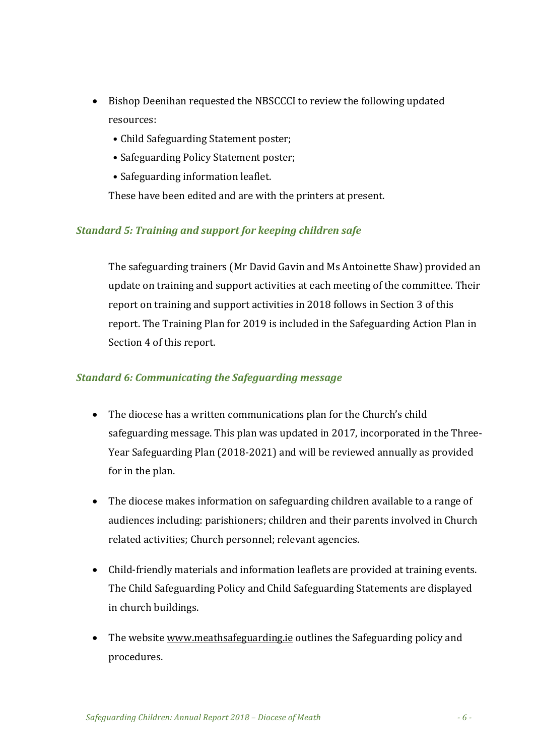- Bishop Deenihan requested the NBSCCCI to review the following updated resources:
  - Child Safeguarding Statement poster;
  - Safeguarding Policy Statement poster;
  - Safeguarding information leaflet.

  These have been edited and are with the printers at present.

### *Standard 5: Training and support for keeping children safe*

The safeguarding trainers (Mr David Gavin and Ms Antoinette Shaw) provided an update on training and support activities at each meeting of the committee. Their report on training and support activities in 2018 follows in Section 3 of this report. The Training Plan for 2019 is included in the Safeguarding Action Plan in Section 4 of this report.

### *Standard 6: Communicating the Safeguarding message*

- The diocese has a written communications plan for the Church's child safeguarding message. This plan was updated in 2017, incorporated in the Three-Year Safeguarding Plan (2018-2021) and will be reviewed annually as provided for in the plan.

- The diocese makes information on safeguarding children available to a range of audiences including: parishioners; children and their parents involved in Church related activities; Church personnel; relevant agencies.

- Child-friendly materials and information leaflets are provided at training events. The Child Safeguarding Policy and Child Safeguarding Statements are displayed in church buildings.

- The website www.meathsafeguarding.ie outlines the Safeguarding policy and procedures.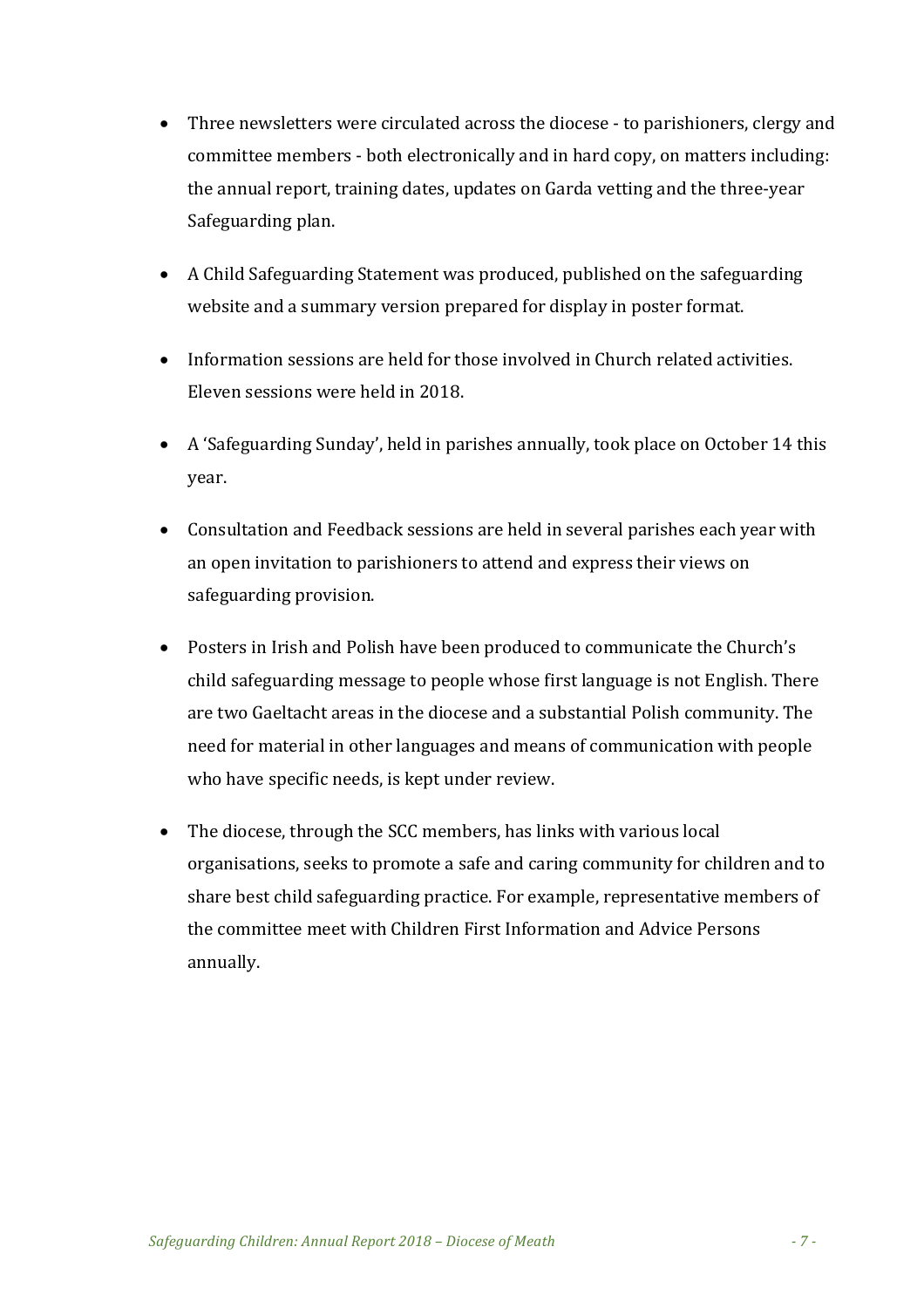- Three newsletters were circulated across the diocese - to parishioners, clergy and committee members - both electronically and in hard copy, on matters including: the annual report, training dates, updates on Garda vetting and the three-year Safeguarding plan.

- A Child Safeguarding Statement was produced, published on the safeguarding website and a summary version prepared for display in poster format.

- Information sessions are held for those involved in Church related activities. Eleven sessions were held in 2018.

- A 'Safeguarding Sunday', held in parishes annually, took place on October 14 this year.

- Consultation and Feedback sessions are held in several parishes each year with an open invitation to parishioners to attend and express their views on safeguarding provision.

- Posters in Irish and Polish have been produced to communicate the Church's child safeguarding message to people whose first language is not English. There are two Gaeltacht areas in the diocese and a substantial Polish community. The need for material in other languages and means of communication with people who have specific needs, is kept under review.

- The diocese, through the SCC members, has links with various local organisations, seeks to promote a safe and caring community for children and to share best child safeguarding practice. For example, representative members of the committee meet with Children First Information and Advice Persons annually.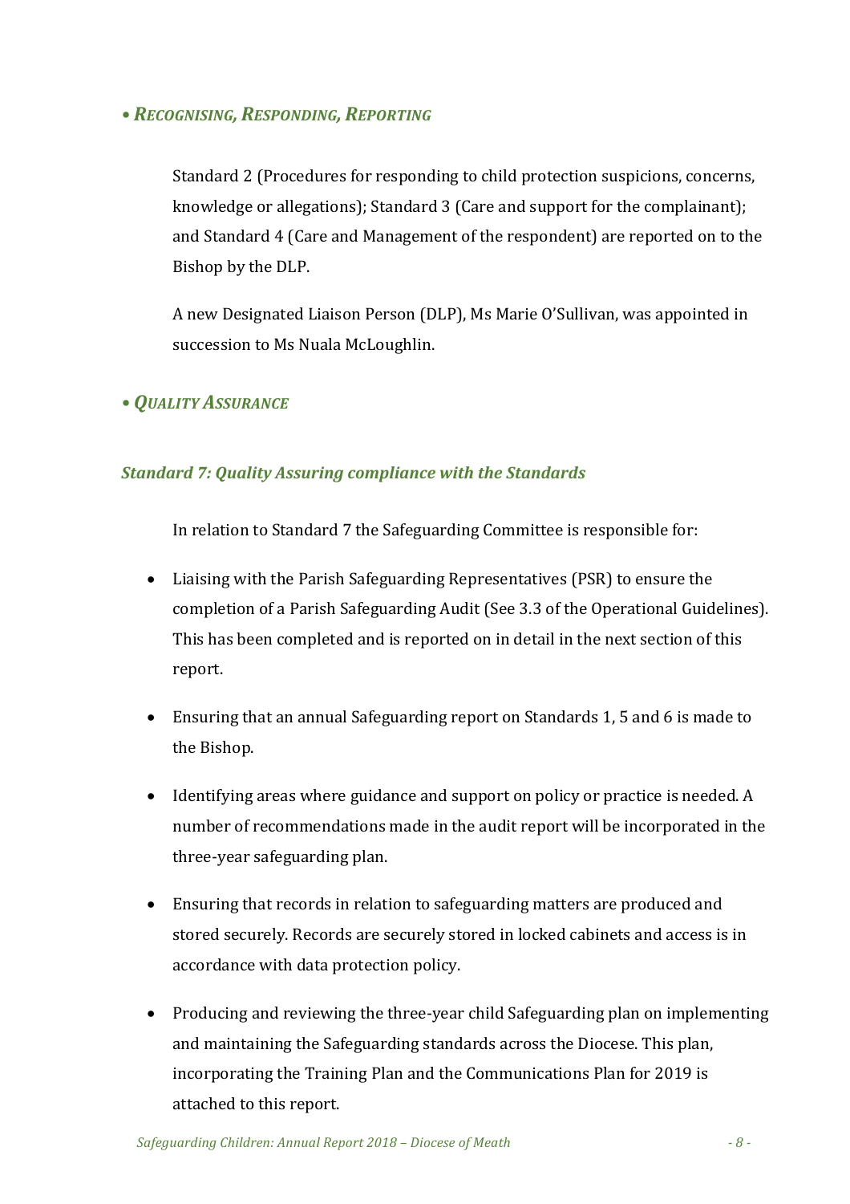## • *Recognising, Responding, Reporting*

Standard 2 (Procedures for responding to child protection suspicions, concerns, knowledge or allegations); Standard 3 (Care and support for the complainant); and Standard 4 (Care and Management of the respondent) are reported on to the Bishop by the DLP.

A new Designated Liaison Person (DLP), Ms Marie O'Sullivan, was appointed in succession to Ms Nuala McLoughlin.

## • *Quality Assurance*

### *Standard 7: Quality Assuring compliance with the Standards*

In relation to Standard 7 the Safeguarding Committee is responsible for:

- Liaising with the Parish Safeguarding Representatives (PSR) to ensure the completion of a Parish Safeguarding Audit (See 3.3 of the Operational Guidelines). This has been completed and is reported on in detail in the next section of this report.
- Ensuring that an annual Safeguarding report on Standards 1, 5 and 6 is made to the Bishop.
- Identifying areas where guidance and support on policy or practice is needed. A number of recommendations made in the audit report will be incorporated in the three-year safeguarding plan.
- Ensuring that records in relation to safeguarding matters are produced and stored securely. Records are securely stored in locked cabinets and access is in accordance with data protection policy.
- Producing and reviewing the three-year child Safeguarding plan on implementing and maintaining the Safeguarding standards across the Diocese. This plan, incorporating the Training Plan and the Communications Plan for 2019 is attached to this report.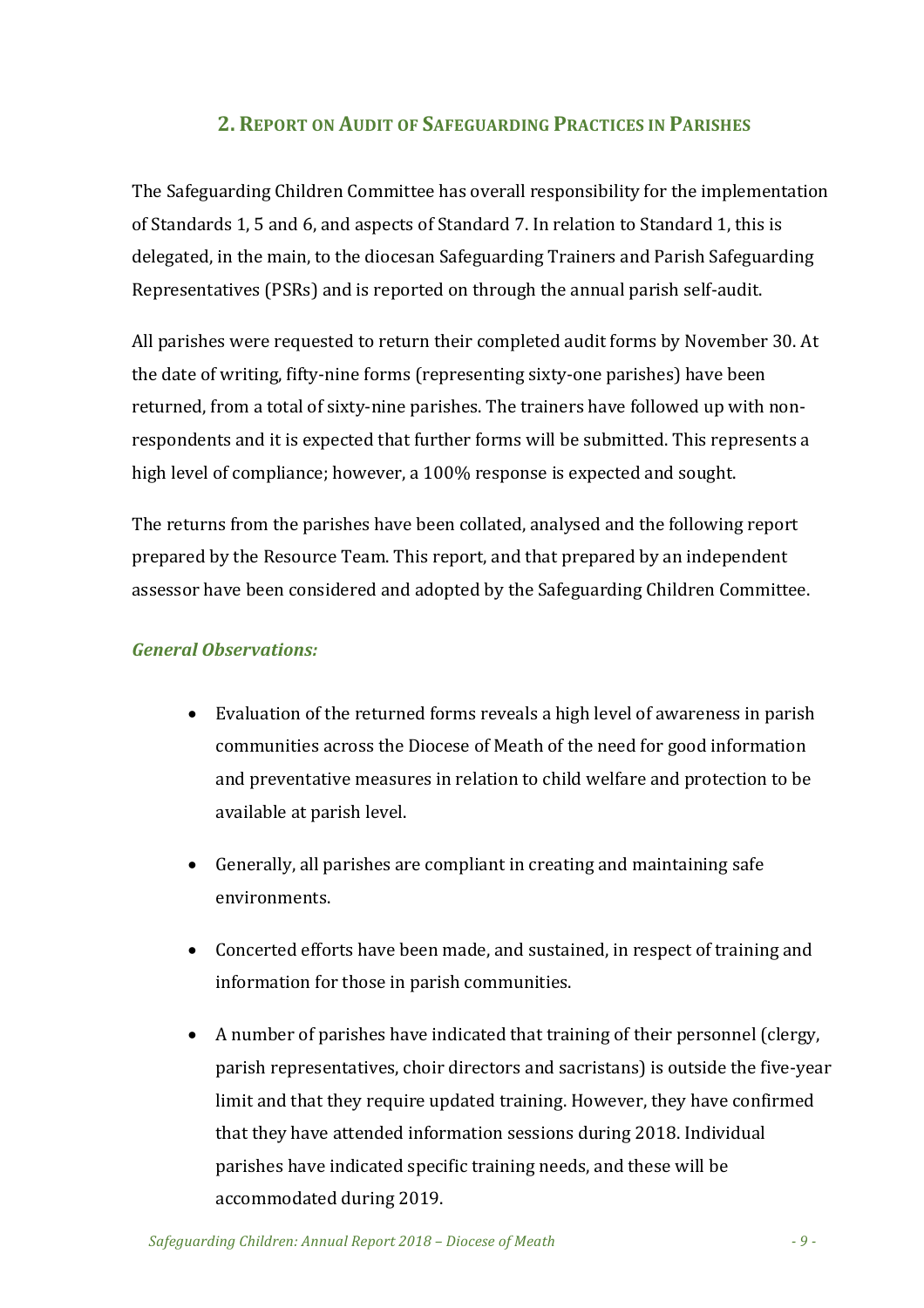## 2. Report on Audit of Safeguarding Practices in Parishes

The Safeguarding Children Committee has overall responsibility for the implementation of Standards 1, 5 and 6, and aspects of Standard 7. In relation to Standard 1, this is delegated, in the main, to the diocesan Safeguarding Trainers and Parish Safeguarding Representatives (PSRs) and is reported on through the annual parish self-audit.

All parishes were requested to return their completed audit forms by November 30. At the date of writing, fifty-nine forms (representing sixty-one parishes) have been returned, from a total of sixty-nine parishes. The trainers have followed up with non-respondents and it is expected that further forms will be submitted. This represents a high level of compliance; however, a 100% response is expected and sought.

The returns from the parishes have been collated, analysed and the following report prepared by the Resource Team. This report, and that prepared by an independent assessor have been considered and adopted by the Safeguarding Children Committee.

### *General Observations:*

- Evaluation of the returned forms reveals a high level of awareness in parish communities across the Diocese of Meath of the need for good information and preventative measures in relation to child welfare and protection to be available at parish level.
- Generally, all parishes are compliant in creating and maintaining safe environments.
- Concerted efforts have been made, and sustained, in respect of training and information for those in parish communities.
- A number of parishes have indicated that training of their personnel (clergy, parish representatives, choir directors and sacristans) is outside the five-year limit and that they require updated training. However, they have confirmed that they have attended information sessions during 2018. Individual parishes have indicated specific training needs, and these will be accommodated during 2019.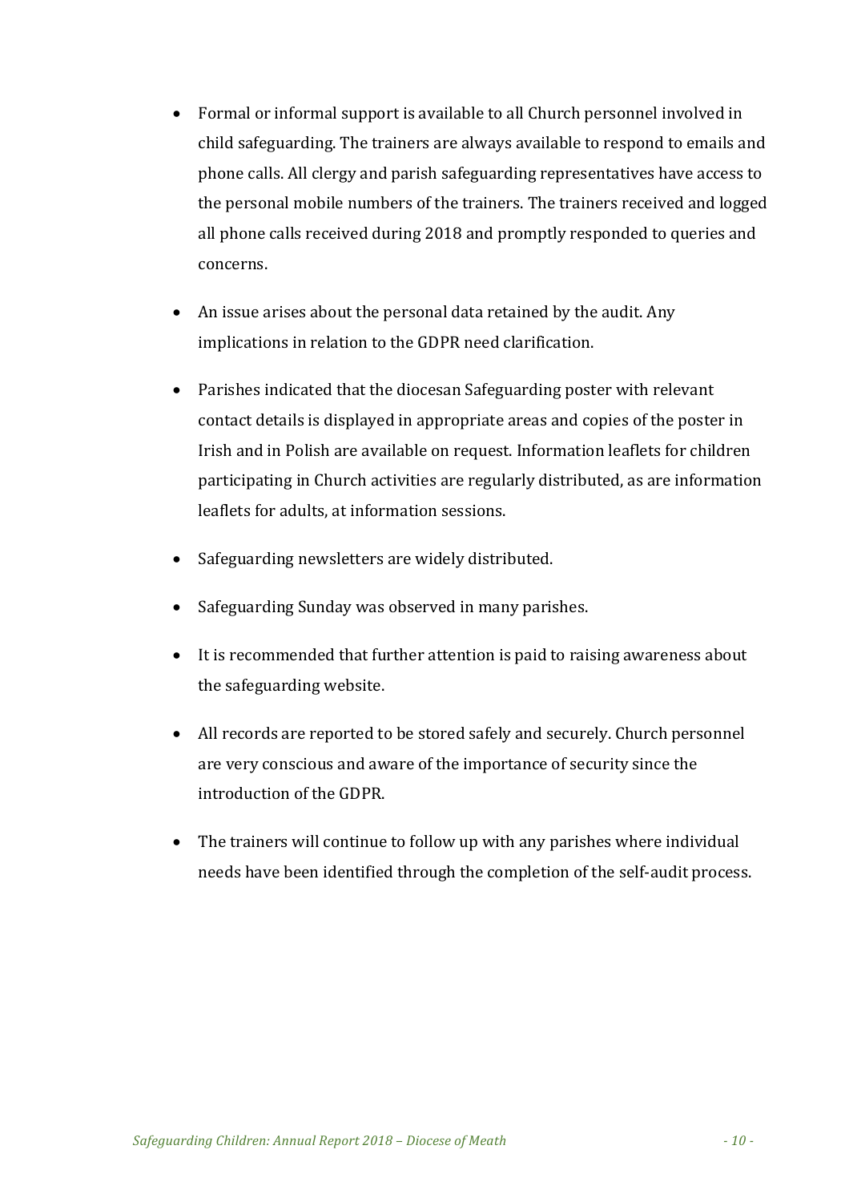- Formal or informal support is available to all Church personnel involved in child safeguarding. The trainers are always available to respond to emails and phone calls. All clergy and parish safeguarding representatives have access to the personal mobile numbers of the trainers. The trainers received and logged all phone calls received during 2018 and promptly responded to queries and concerns.

- An issue arises about the personal data retained by the audit. Any implications in relation to the GDPR need clarification.

- Parishes indicated that the diocesan Safeguarding poster with relevant contact details is displayed in appropriate areas and copies of the poster in Irish and in Polish are available on request. Information leaflets for children participating in Church activities are regularly distributed, as are information leaflets for adults, at information sessions.

- Safeguarding newsletters are widely distributed.

- Safeguarding Sunday was observed in many parishes.

- It is recommended that further attention is paid to raising awareness about the safeguarding website.

- All records are reported to be stored safely and securely. Church personnel are very conscious and aware of the importance of security since the introduction of the GDPR.

- The trainers will continue to follow up with any parishes where individual needs have been identified through the completion of the self-audit process.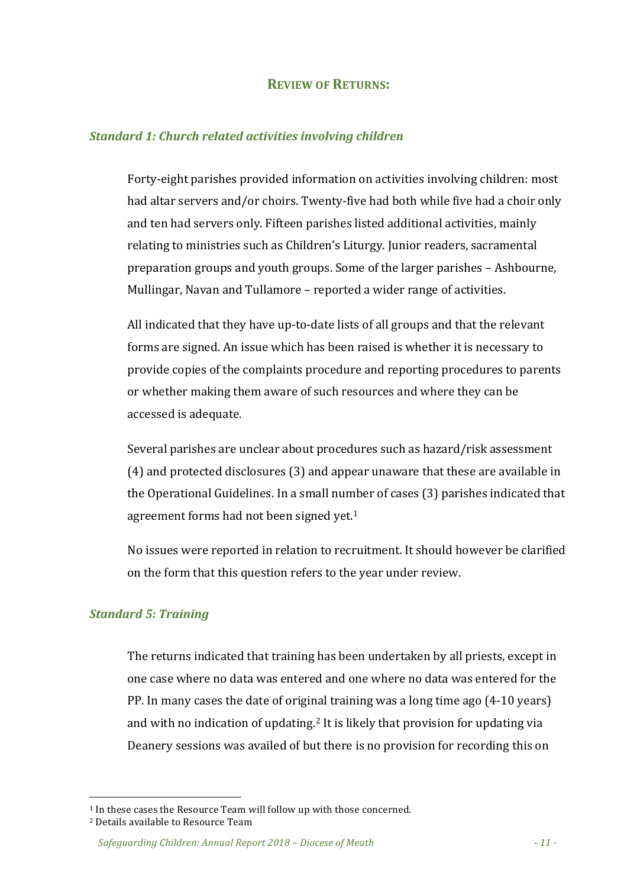## REVIEW OF RETURNS:

### *Standard 1: Church related activities involving children*

Forty-eight parishes provided information on activities involving children: most had altar servers and/or choirs. Twenty-five had both while five had a choir only and ten had servers only. Fifteen parishes listed additional activities, mainly relating to ministries such as Children's Liturgy. Junior readers, sacramental preparation groups and youth groups. Some of the larger parishes – Ashbourne, Mullingar, Navan and Tullamore – reported a wider range of activities.

All indicated that they have up-to-date lists of all groups and that the relevant forms are signed. An issue which has been raised is whether it is necessary to provide copies of the complaints procedure and reporting procedures to parents or whether making them aware of such resources and where they can be accessed is adequate.

Several parishes are unclear about procedures such as hazard/risk assessment (4) and protected disclosures (3) and appear unaware that these are available in the Operational Guidelines. In a small number of cases (3) parishes indicated that agreement forms had not been signed yet.[1]

No issues were reported in relation to recruitment. It should however be clarified on the form that this question refers to the year under review.

### *Standard 5: Training*

The returns indicated that training has been undertaken by all priests, except in one case where no data was entered and one where no data was entered for the PP. In many cases the date of original training was a long time ago (4-10 years) and with no indication of updating.[2] It is likely that provision for updating via Deanery sessions was availed of but there is no provision for recording this on

---

[1] In these cases the Resource Team will follow up with those concerned.

[2] Details available to Resource Team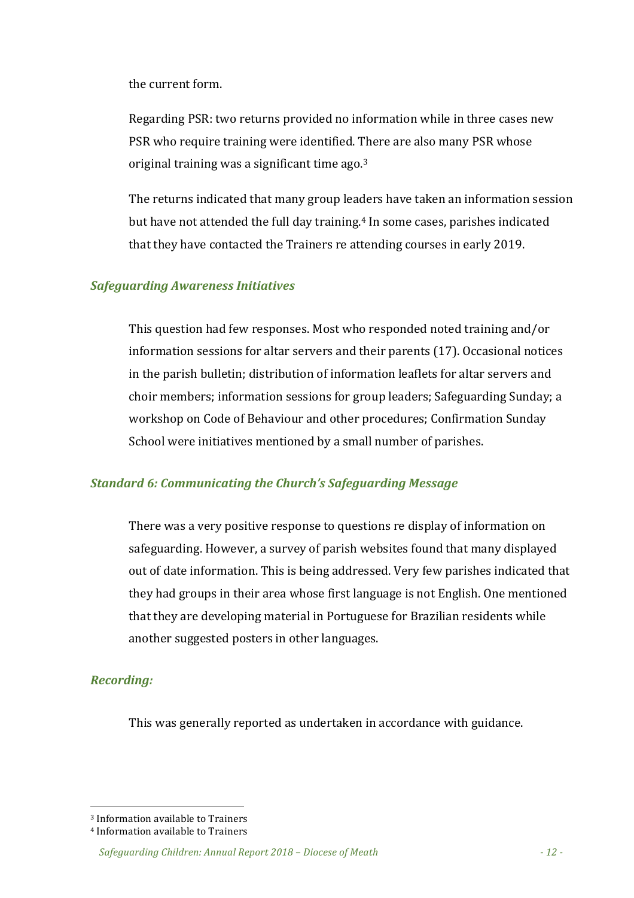the current form.

Regarding PSR: two returns provided no information while in three cases new PSR who require training were identified. There are also many PSR whose original training was a significant time ago.[3]

The returns indicated that many group leaders have taken an information session but have not attended the full day training.[4] In some cases, parishes indicated that they have contacted the Trainers re attending courses in early 2019.

### *Safeguarding Awareness Initiatives*

This question had few responses. Most who responded noted training and/or information sessions for altar servers and their parents (17). Occasional notices in the parish bulletin; distribution of information leaflets for altar servers and choir members; information sessions for group leaders; Safeguarding Sunday; a workshop on Code of Behaviour and other procedures; Confirmation Sunday School were initiatives mentioned by a small number of parishes.

### *Standard 6: Communicating the Church's Safeguarding Message*

There was a very positive response to questions re display of information on safeguarding. However, a survey of parish websites found that many displayed out of date information. This is being addressed. Very few parishes indicated that they had groups in their area whose first language is not English. One mentioned that they are developing material in Portuguese for Brazilian residents while another suggested posters in other languages.

### *Recording:*

This was generally reported as undertaken in accordance with guidance.

---

[3] Information available to Trainers

[4] Information available to Trainers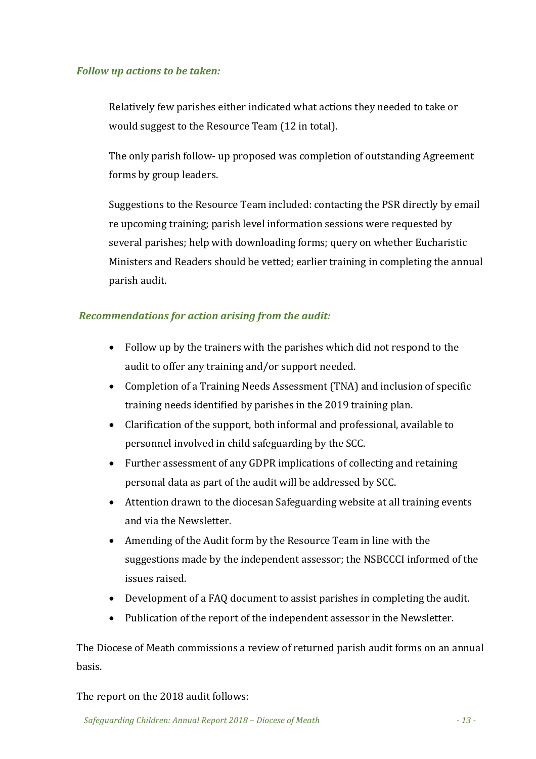### *Follow up actions to be taken:*

Relatively few parishes either indicated what actions they needed to take or would suggest to the Resource Team (12 in total).

The only parish follow- up proposed was completion of outstanding Agreement forms by group leaders.

Suggestions to the Resource Team included: contacting the PSR directly by email re upcoming training; parish level information sessions were requested by several parishes; help with downloading forms; query on whether Eucharistic Ministers and Readers should be vetted; earlier training in completing the annual parish audit.

### *Recommendations for action arising from the audit:*

- Follow up by the trainers with the parishes which did not respond to the audit to offer any training and/or support needed.
- Completion of a Training Needs Assessment (TNA) and inclusion of specific training needs identified by parishes in the 2019 training plan.
- Clarification of the support, both informal and professional, available to personnel involved in child safeguarding by the SCC.
- Further assessment of any GDPR implications of collecting and retaining personal data as part of the audit will be addressed by SCC.
- Attention drawn to the diocesan Safeguarding website at all training events and via the Newsletter.
- Amending of the Audit form by the Resource Team in line with the suggestions made by the independent assessor; the NSBCCCI informed of the issues raised.
- Development of a FAQ document to assist parishes in completing the audit.
- Publication of the report of the independent assessor in the Newsletter.

The Diocese of Meath commissions a review of returned parish audit forms on an annual basis.

The report on the 2018 audit follows: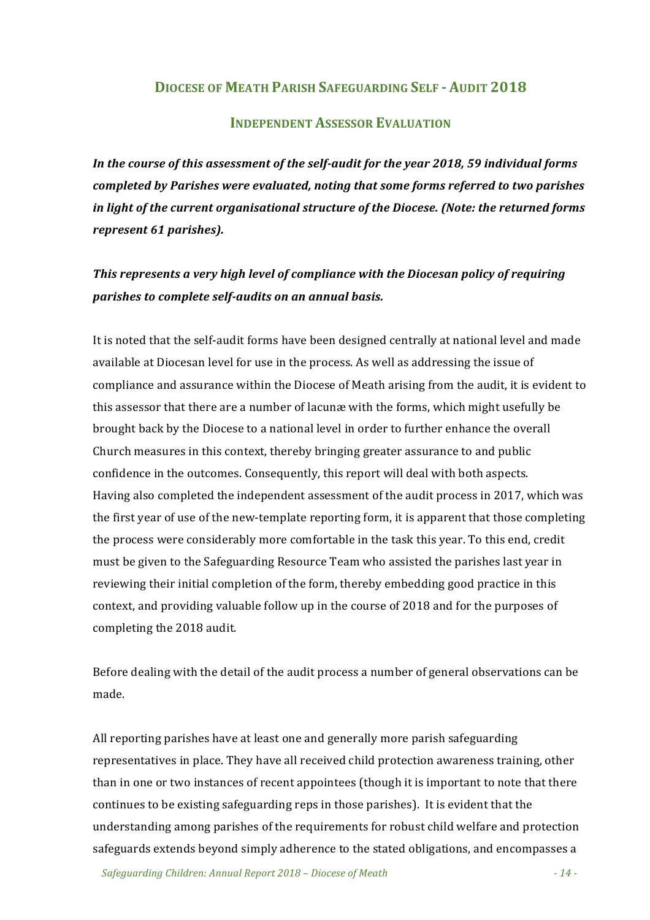## Diocese of Meath Parish Safeguarding Self - Audit 2018

### Independent Assessor Evaluation

***In the course of this assessment of the self-audit for the year 2018, 59 individual forms completed by Parishes were evaluated, noting that some forms referred to two parishes in light of the current organisational structure of the Diocese. (Note: the returned forms represent 61 parishes).***

***This represents a very high level of compliance with the Diocesan policy of requiring parishes to complete self-audits on an annual basis.***

It is noted that the self-audit forms have been designed centrally at national level and made available at Diocesan level for use in the process. As well as addressing the issue of compliance and assurance within the Diocese of Meath arising from the audit, it is evident to this assessor that there are a number of lacunæ with the forms, which might usefully be brought back by the Diocese to a national level in order to further enhance the overall Church measures in this context, thereby bringing greater assurance to and public confidence in the outcomes. Consequently, this report will deal with both aspects. Having also completed the independent assessment of the audit process in 2017, which was the first year of use of the new-template reporting form, it is apparent that those completing the process were considerably more comfortable in the task this year. To this end, credit must be given to the Safeguarding Resource Team who assisted the parishes last year in reviewing their initial completion of the form, thereby embedding good practice in this context, and providing valuable follow up in the course of 2018 and for the purposes of completing the 2018 audit.

Before dealing with the detail of the audit process a number of general observations can be made.

All reporting parishes have at least one and generally more parish safeguarding representatives in place. They have all received child protection awareness training, other than in one or two instances of recent appointees (though it is important to note that there continues to be existing safeguarding reps in those parishes). It is evident that the understanding among parishes of the requirements for robust child welfare and protection safeguards extends beyond simply adherence to the stated obligations, and encompasses a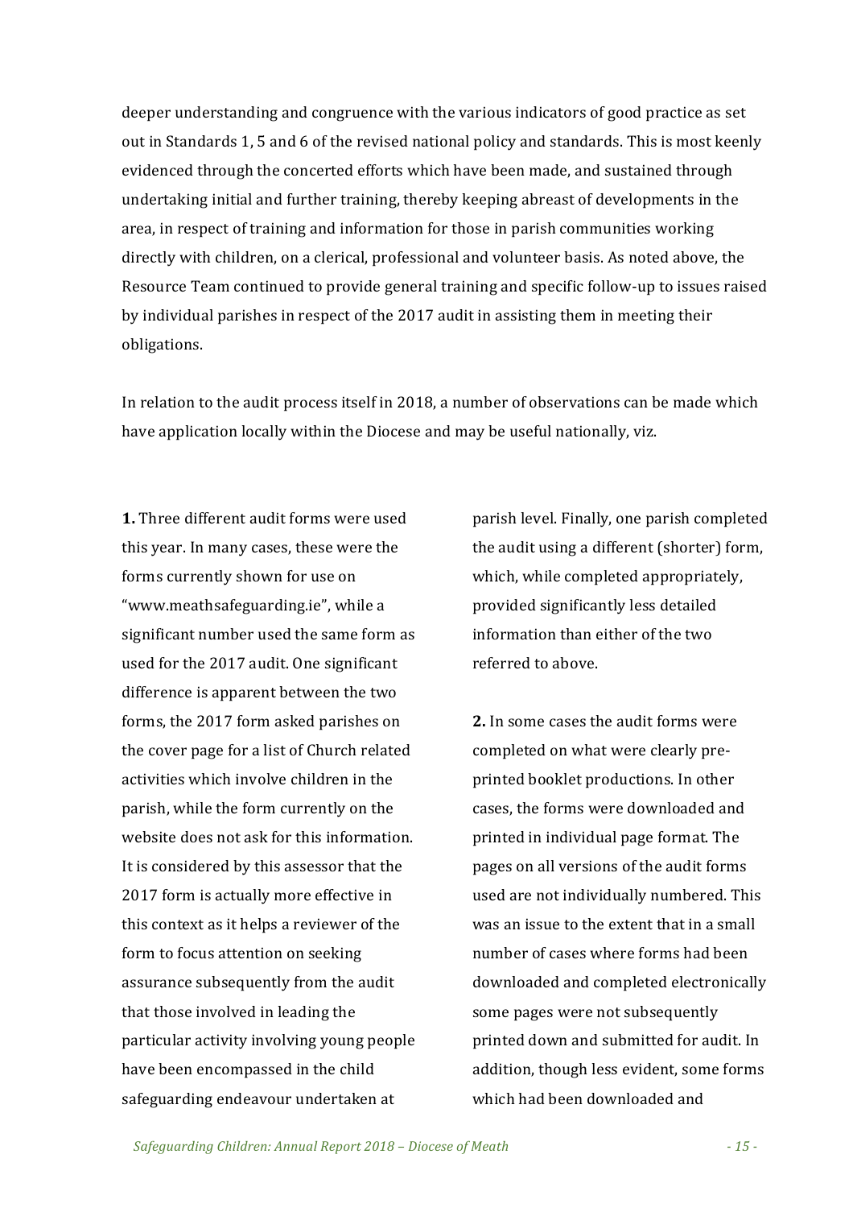deeper understanding and congruence with the various indicators of good practice as set out in Standards 1, 5 and 6 of the revised national policy and standards. This is most keenly evidenced through the concerted efforts which have been made, and sustained through undertaking initial and further training, thereby keeping abreast of developments in the area, in respect of training and information for those in parish communities working directly with children, on a clerical, professional and volunteer basis. As noted above, the Resource Team continued to provide general training and specific follow-up to issues raised by individual parishes in respect of the 2017 audit in assisting them in meeting their obligations.

In relation to the audit process itself in 2018, a number of observations can be made which have application locally within the Diocese and may be useful nationally, viz.

**1.** Three different audit forms were used this year. In many cases, these were the forms currently shown for use on "www.meathsafeguarding.ie", while a significant number used the same form as used for the 2017 audit. One significant difference is apparent between the two forms, the 2017 form asked parishes on the cover page for a list of Church related activities which involve children in the parish, while the form currently on the website does not ask for this information. It is considered by this assessor that the 2017 form is actually more effective in this context as it helps a reviewer of the form to focus attention on seeking assurance subsequently from the audit that those involved in leading the particular activity involving young people have been encompassed in the child safeguarding endeavour undertaken at parish level. Finally, one parish completed the audit using a different (shorter) form, which, while completed appropriately, provided significantly less detailed information than either of the two referred to above.

**2.** In some cases the audit forms were completed on what were clearly pre-printed booklet productions. In other cases, the forms were downloaded and printed in individual page format. The pages on all versions of the audit forms used are not individually numbered. This was an issue to the extent that in a small number of cases where forms had been downloaded and completed electronically some pages were not subsequently printed down and submitted for audit. In addition, though less evident, some forms which had been downloaded and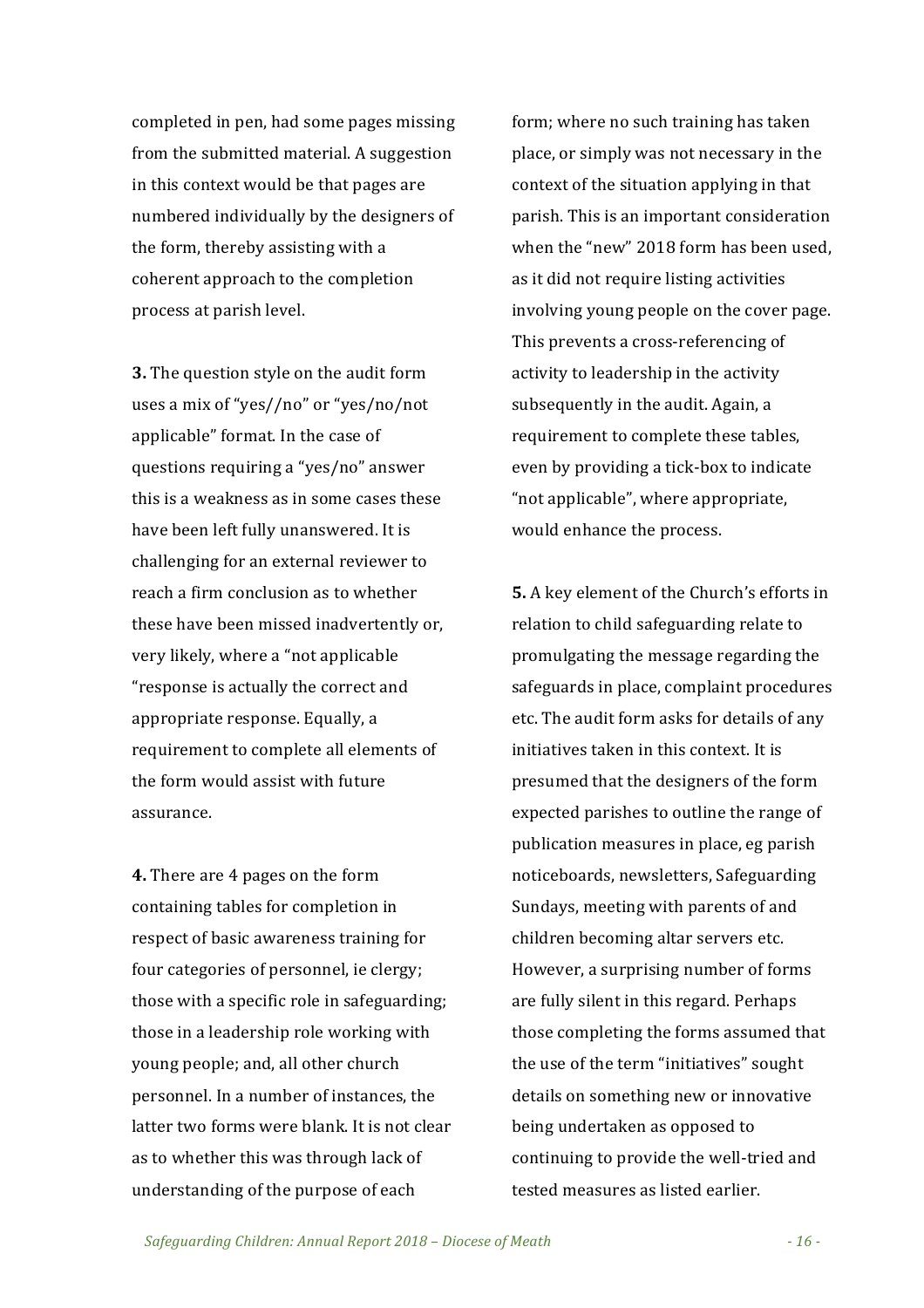completed in pen, had some pages missing from the submitted material. A suggestion in this context would be that pages are numbered individually by the designers of the form, thereby assisting with a coherent approach to the completion process at parish level.

**3.** The question style on the audit form uses a mix of "yes//no" or "yes/no/not applicable" format. In the case of questions requiring a "yes/no" answer this is a weakness as in some cases these have been left fully unanswered. It is challenging for an external reviewer to reach a firm conclusion as to whether these have been missed inadvertently or, very likely, where a "not applicable "response is actually the correct and appropriate response. Equally, a requirement to complete all elements of the form would assist with future assurance.

**4.** There are 4 pages on the form containing tables for completion in respect of basic awareness training for four categories of personnel, ie clergy; those with a specific role in safeguarding; those in a leadership role working with young people; and, all other church personnel. In a number of instances, the latter two forms were blank. It is not clear as to whether this was through lack of understanding of the purpose of each form; where no such training has taken place, or simply was not necessary in the context of the situation applying in that parish. This is an important consideration when the "new" 2018 form has been used, as it did not require listing activities involving young people on the cover page. This prevents a cross-referencing of activity to leadership in the activity subsequently in the audit. Again, a requirement to complete these tables, even by providing a tick-box to indicate "not applicable", where appropriate, would enhance the process.

**5.** A key element of the Church's efforts in relation to child safeguarding relate to promulgating the message regarding the safeguards in place, complaint procedures etc. The audit form asks for details of any initiatives taken in this context. It is presumed that the designers of the form expected parishes to outline the range of publication measures in place, eg parish noticeboards, newsletters, Safeguarding Sundays, meeting with parents of and children becoming altar servers etc. However, a surprising number of forms are fully silent in this regard. Perhaps those completing the forms assumed that the use of the term "initiatives" sought details on something new or innovative being undertaken as opposed to continuing to provide the well-tried and tested measures as listed earlier.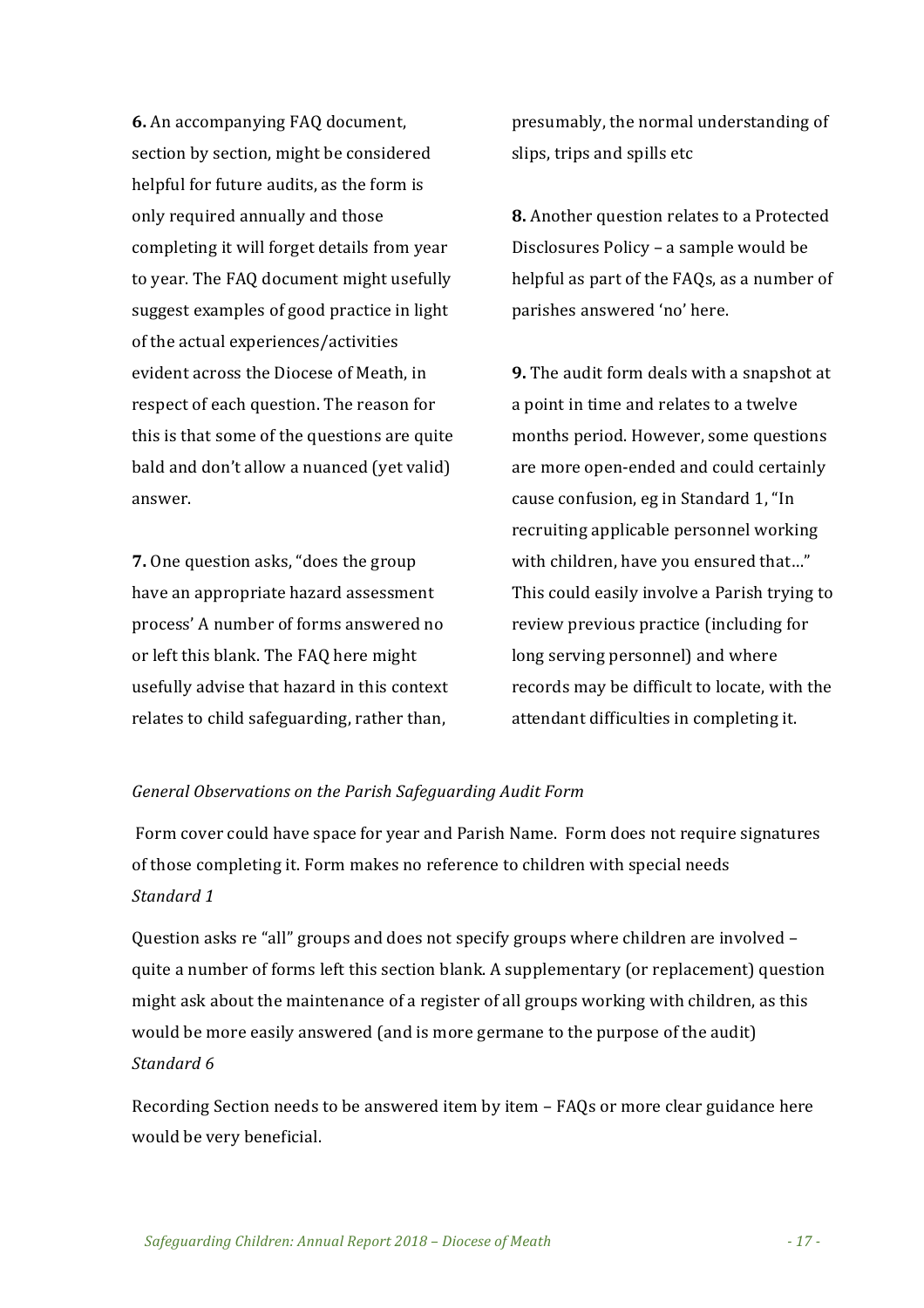**6.** An accompanying FAQ document, section by section, might be considered helpful for future audits, as the form is only required annually and those completing it will forget details from year to year. The FAQ document might usefully suggest examples of good practice in light of the actual experiences/activities evident across the Diocese of Meath, in respect of each question. The reason for this is that some of the questions are quite bald and don't allow a nuanced (yet valid) answer.

**7.** One question asks, "does the group have an appropriate hazard assessment process' A number of forms answered no or left this blank. The FAQ here might usefully advise that hazard in this context relates to child safeguarding, rather than, presumably, the normal understanding of slips, trips and spills etc

**8.** Another question relates to a Protected Disclosures Policy – a sample would be helpful as part of the FAQs, as a number of parishes answered 'no' here.

**9.** The audit form deals with a snapshot at a point in time and relates to a twelve months period. However, some questions are more open-ended and could certainly cause confusion, eg in Standard 1, "In recruiting applicable personnel working with children, have you ensured that…" This could easily involve a Parish trying to review previous practice (including for long serving personnel) and where records may be difficult to locate, with the attendant difficulties in completing it.

*General Observations on the Parish Safeguarding Audit Form*

Form cover could have space for year and Parish Name. Form does not require signatures of those completing it. Form makes no reference to children with special needs

*Standard 1*

Question asks re "all" groups and does not specify groups where children are involved – quite a number of forms left this section blank. A supplementary (or replacement) question might ask about the maintenance of a register of all groups working with children, as this would be more easily answered (and is more germane to the purpose of the audit)

*Standard 6*

Recording Section needs to be answered item by item – FAQs or more clear guidance here would be very beneficial.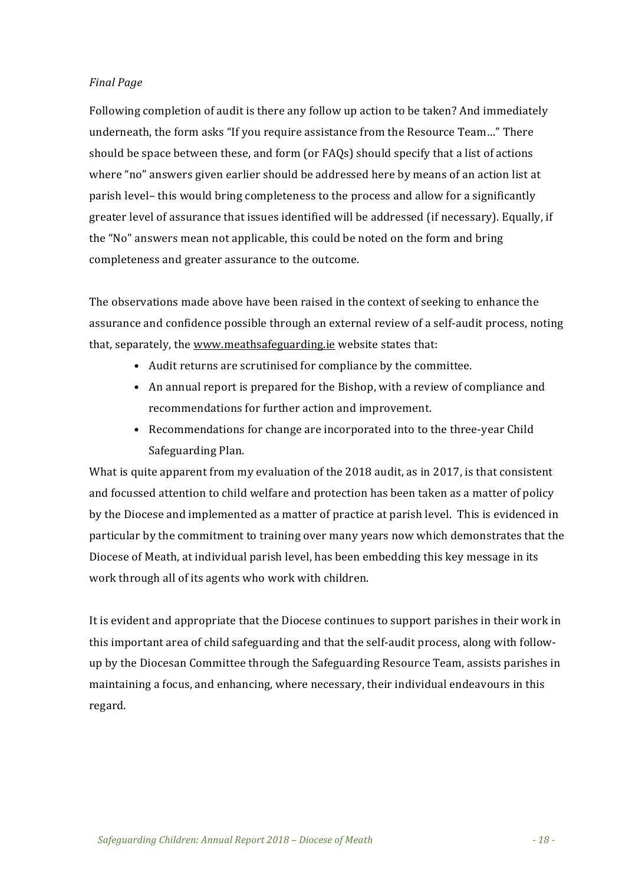*Final Page*

Following completion of audit is there any follow up action to be taken? And immediately underneath, the form asks "If you require assistance from the Resource Team…" There should be space between these, and form (or FAQs) should specify that a list of actions where "no" answers given earlier should be addressed here by means of an action list at parish level– this would bring completeness to the process and allow for a significantly greater level of assurance that issues identified will be addressed (if necessary). Equally, if the "No" answers mean not applicable, this could be noted on the form and bring completeness and greater assurance to the outcome.

The observations made above have been raised in the context of seeking to enhance the assurance and confidence possible through an external review of a self-audit process, noting that, separately, the www.meathsafeguarding.ie website states that:

- Audit returns are scrutinised for compliance by the committee.
- An annual report is prepared for the Bishop, with a review of compliance and recommendations for further action and improvement.
- Recommendations for change are incorporated into to the three-year Child Safeguarding Plan.

What is quite apparent from my evaluation of the 2018 audit, as in 2017, is that consistent and focussed attention to child welfare and protection has been taken as a matter of policy by the Diocese and implemented as a matter of practice at parish level. This is evidenced in particular by the commitment to training over many years now which demonstrates that the Diocese of Meath, at individual parish level, has been embedding this key message in its work through all of its agents who work with children.

It is evident and appropriate that the Diocese continues to support parishes in their work in this important area of child safeguarding and that the self-audit process, along with follow-up by the Diocesan Committee through the Safeguarding Resource Team, assists parishes in maintaining a focus, and enhancing, where necessary, their individual endeavours in this regard.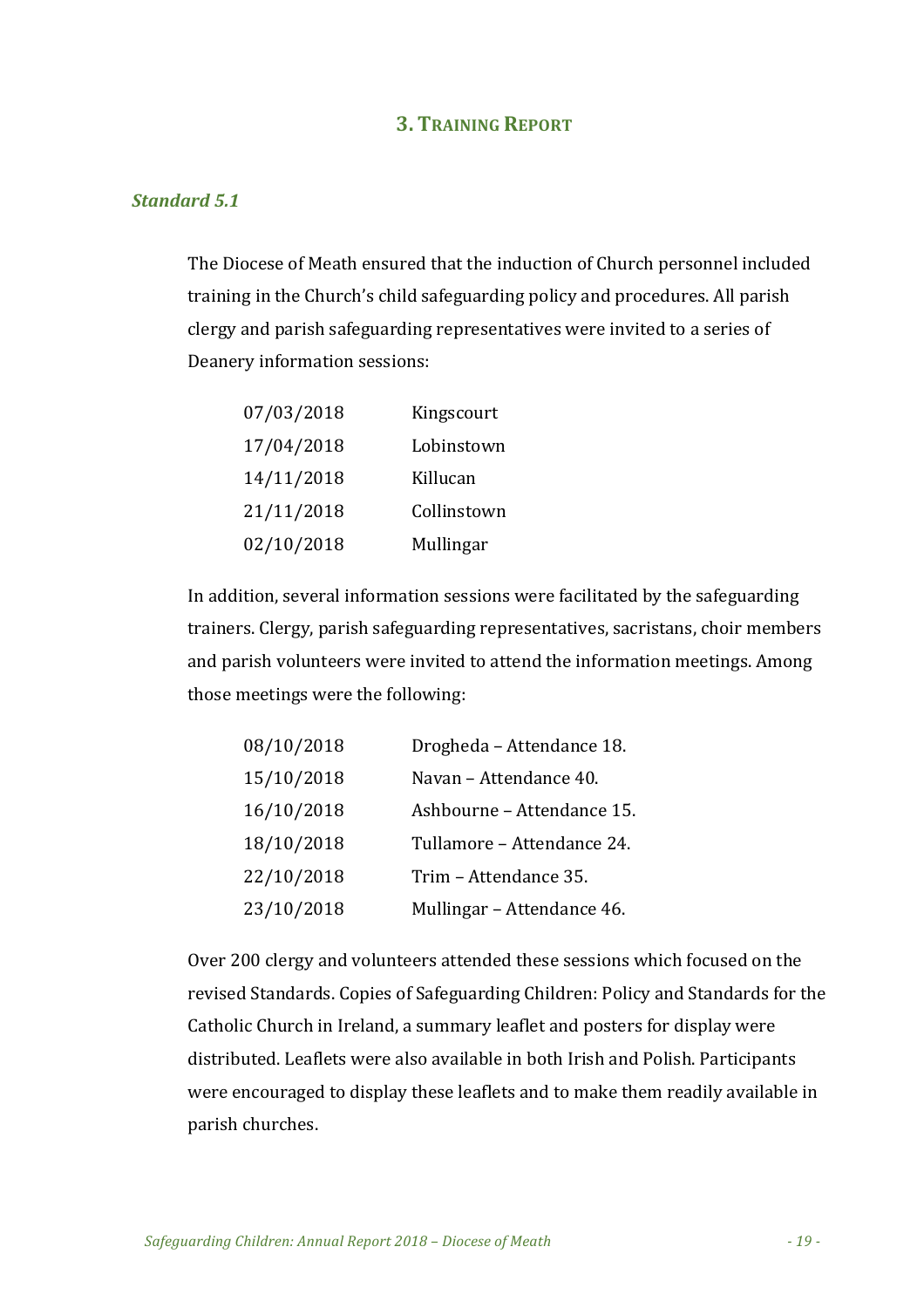## 3. Training Report

### *Standard 5.1*

The Diocese of Meath ensured that the induction of Church personnel included training in the Church's child safeguarding policy and procedures. All parish clergy and parish safeguarding representatives were invited to a series of Deanery information sessions:

| | |
|---|---|
| 07/03/2018 | Kingscourt |
| 17/04/2018 | Lobinstown |
| 14/11/2018 | Killucan |
| 21/11/2018 | Collinstown |
| 02/10/2018 | Mullingar |

In addition, several information sessions were facilitated by the safeguarding trainers. Clergy, parish safeguarding representatives, sacristans, choir members and parish volunteers were invited to attend the information meetings. Among those meetings were the following:

| | |
|---|---|
| 08/10/2018 | Drogheda – Attendance 18. |
| 15/10/2018 | Navan – Attendance 40. |
| 16/10/2018 | Ashbourne – Attendance 15. |
| 18/10/2018 | Tullamore – Attendance 24. |
| 22/10/2018 | Trim – Attendance 35. |
| 23/10/2018 | Mullingar – Attendance 46. |

Over 200 clergy and volunteers attended these sessions which focused on the revised Standards. Copies of Safeguarding Children: Policy and Standards for the Catholic Church in Ireland, a summary leaflet and posters for display were distributed. Leaflets were also available in both Irish and Polish. Participants were encouraged to display these leaflets and to make them readily available in parish churches.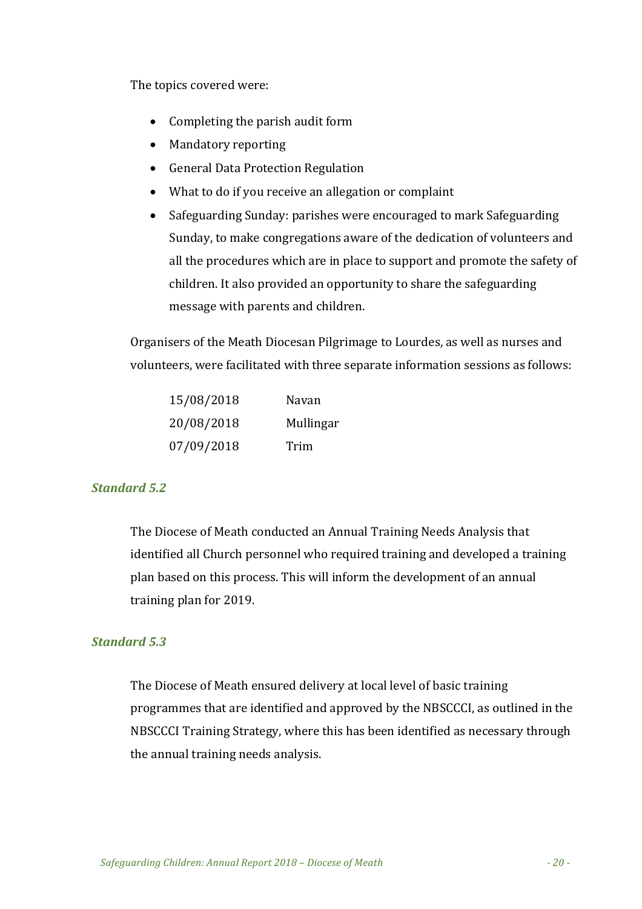The topics covered were:

- Completing the parish audit form
- Mandatory reporting
- General Data Protection Regulation
- What to do if you receive an allegation or complaint
- Safeguarding Sunday: parishes were encouraged to mark Safeguarding Sunday, to make congregations aware of the dedication of volunteers and all the procedures which are in place to support and promote the safety of children. It also provided an opportunity to share the safeguarding message with parents and children.

Organisers of the Meath Diocesan Pilgrimage to Lourdes, as well as nurses and volunteers, were facilitated with three separate information sessions as follows:

| | |
|---|---|
| 15/08/2018 | Navan |
| 20/08/2018 | Mullingar |
| 07/09/2018 | Trim |

### *Standard 5.2*

The Diocese of Meath conducted an Annual Training Needs Analysis that identified all Church personnel who required training and developed a training plan based on this process. This will inform the development of an annual training plan for 2019.

### *Standard 5.3*

The Diocese of Meath ensured delivery at local level of basic training programmes that are identified and approved by the NBSCCCI, as outlined in the NBSCCCI Training Strategy, where this has been identified as necessary through the annual training needs analysis.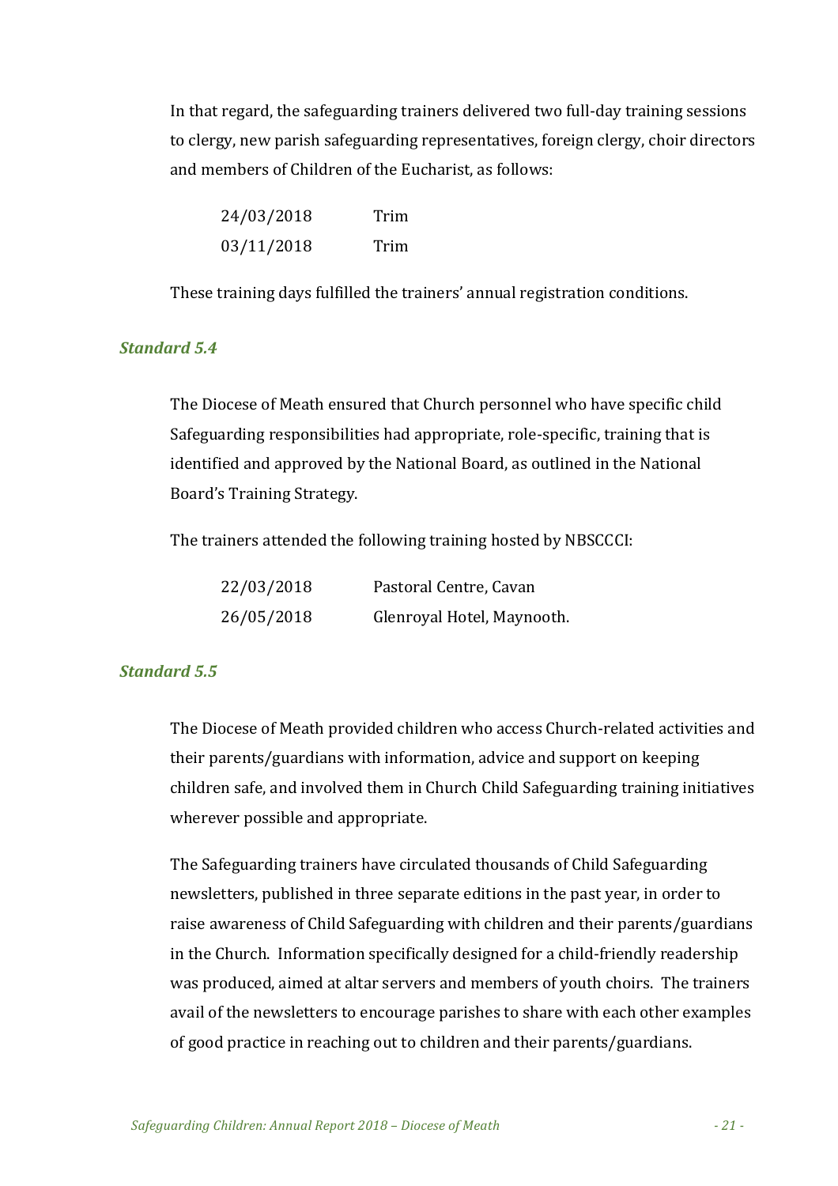In that regard, the safeguarding trainers delivered two full-day training sessions to clergy, new parish safeguarding representatives, foreign clergy, choir directors and members of Children of the Eucharist, as follows:

| | |
|---|---|
| 24/03/2018 | Trim |
| 03/11/2018 | Trim |

These training days fulfilled the trainers' annual registration conditions.

### *Standard 5.4*

The Diocese of Meath ensured that Church personnel who have specific child Safeguarding responsibilities had appropriate, role-specific, training that is identified and approved by the National Board, as outlined in the National Board's Training Strategy.

The trainers attended the following training hosted by NBSCCCI:

| | |
|---|---|
| 22/03/2018 | Pastoral Centre, Cavan |
| 26/05/2018 | Glenroyal Hotel, Maynooth. |

### *Standard 5.5*

The Diocese of Meath provided children who access Church-related activities and their parents/guardians with information, advice and support on keeping children safe, and involved them in Church Child Safeguarding training initiatives wherever possible and appropriate.

The Safeguarding trainers have circulated thousands of Child Safeguarding newsletters, published in three separate editions in the past year, in order to raise awareness of Child Safeguarding with children and their parents/guardians in the Church. Information specifically designed for a child-friendly readership was produced, aimed at altar servers and members of youth choirs. The trainers avail of the newsletters to encourage parishes to share with each other examples of good practice in reaching out to children and their parents/guardians.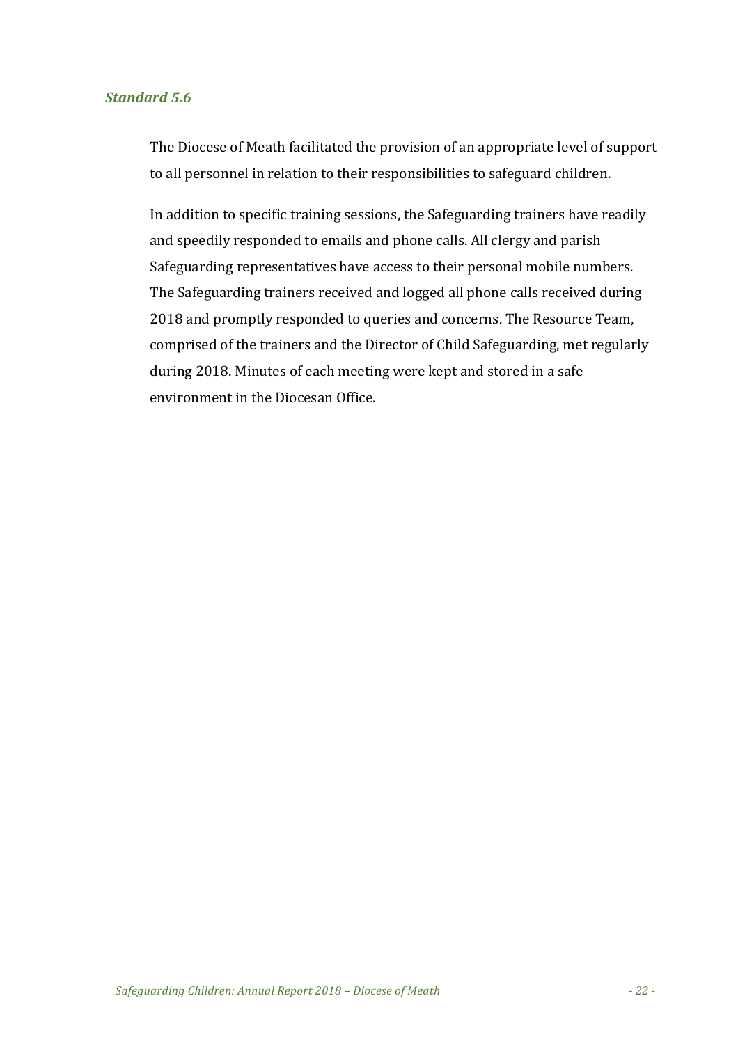### *Standard 5.6*

The Diocese of Meath facilitated the provision of an appropriate level of support to all personnel in relation to their responsibilities to safeguard children.

In addition to specific training sessions, the Safeguarding trainers have readily and speedily responded to emails and phone calls. All clergy and parish Safeguarding representatives have access to their personal mobile numbers. The Safeguarding trainers received and logged all phone calls received during 2018 and promptly responded to queries and concerns. The Resource Team, comprised of the trainers and the Director of Child Safeguarding, met regularly during 2018. Minutes of each meeting were kept and stored in a safe environment in the Diocesan Office.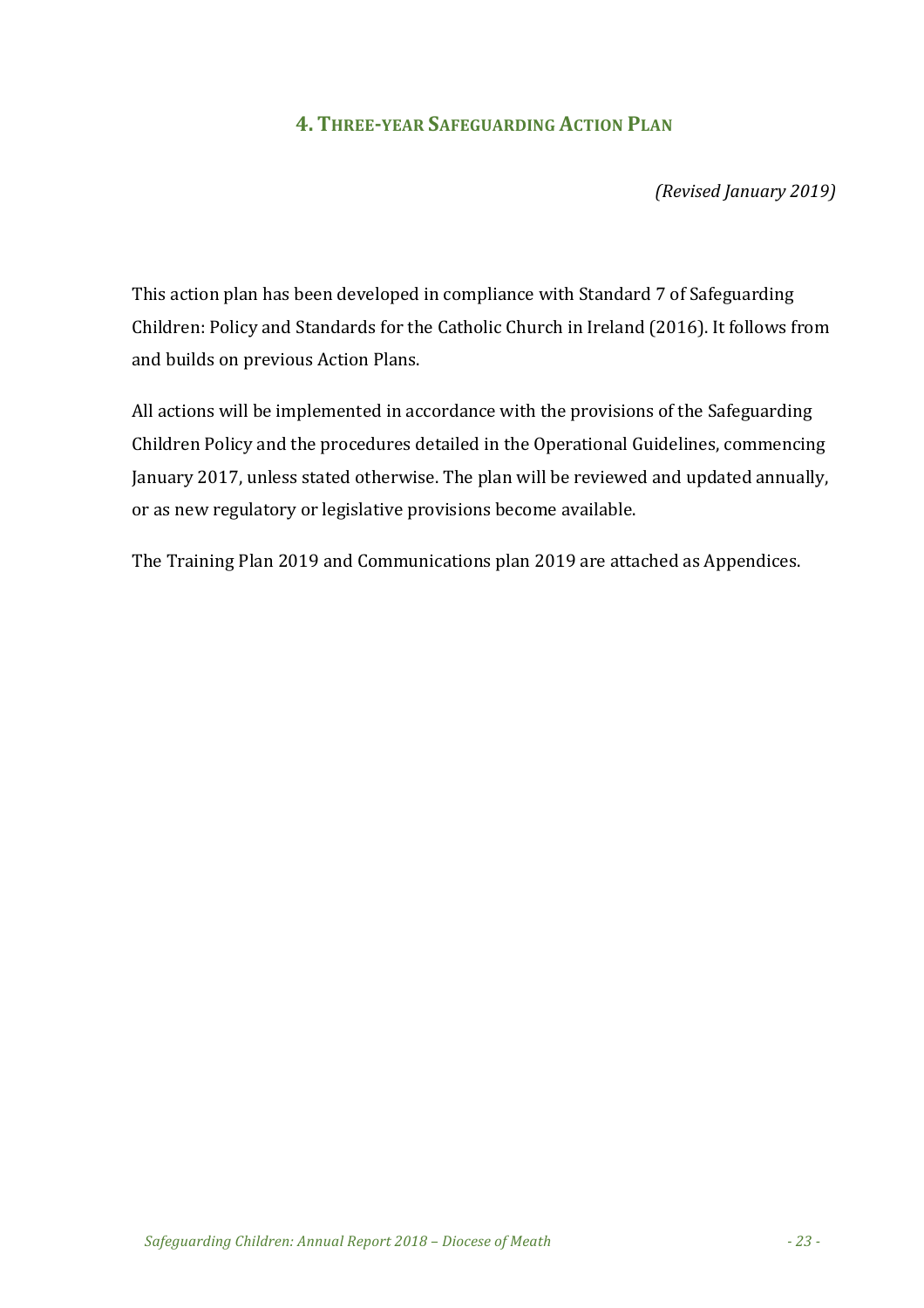## 4. Three-year Safeguarding Action Plan

*(Revised January 2019)*

This action plan has been developed in compliance with Standard 7 of Safeguarding Children: Policy and Standards for the Catholic Church in Ireland (2016). It follows from and builds on previous Action Plans.

All actions will be implemented in accordance with the provisions of the Safeguarding Children Policy and the procedures detailed in the Operational Guidelines, commencing January 2017, unless stated otherwise. The plan will be reviewed and updated annually, or as new regulatory or legislative provisions become available.

The Training Plan 2019 and Communications plan 2019 are attached as Appendices.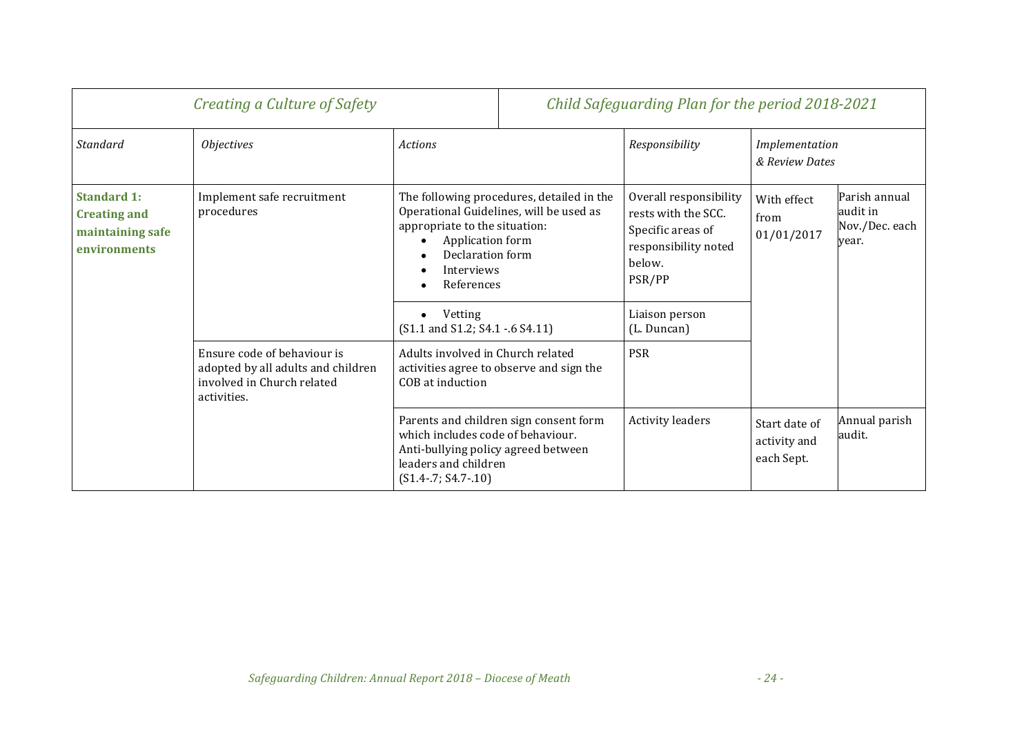| *Creating a Culture of Safety* | | *Child Safeguarding Plan for the period 2018-2021* | | | |
|---|---|---|---|---|---|
| *Standard* | *Objectives* | *Actions* | *Responsibility* | *Implementation & Review Dates* | |
| **Standard 1: Creating and maintaining safe environments** | Implement safe recruitment procedures | The following procedures, detailed in the Operational Guidelines, will be used as appropriate to the situation: <br>• Application form <br>• Declaration form <br>• Interviews <br>• References | Overall responsibility rests with the SCC. Specific areas of responsibility noted below. PSR/PP | With effect from 01/01/2017 | Parish annual audit in Nov./Dec. each year. |
| | | • Vetting <br>(S1.1 and S1.2; S4.1 -.6 S4.11) | Liaison person (L. Duncan) | | |
| | Ensure code of behaviour is adopted by all adults and children involved in Church related activities. | Adults involved in Church related activities agree to observe and sign the COB at induction | PSR | | |
| | | Parents and children sign consent form which includes code of behaviour. Anti-bullying policy agreed between leaders and children <br>(S1.4-.7; S4.7-.10) | Activity leaders | Start date of activity and each Sept. | Annual parish audit. |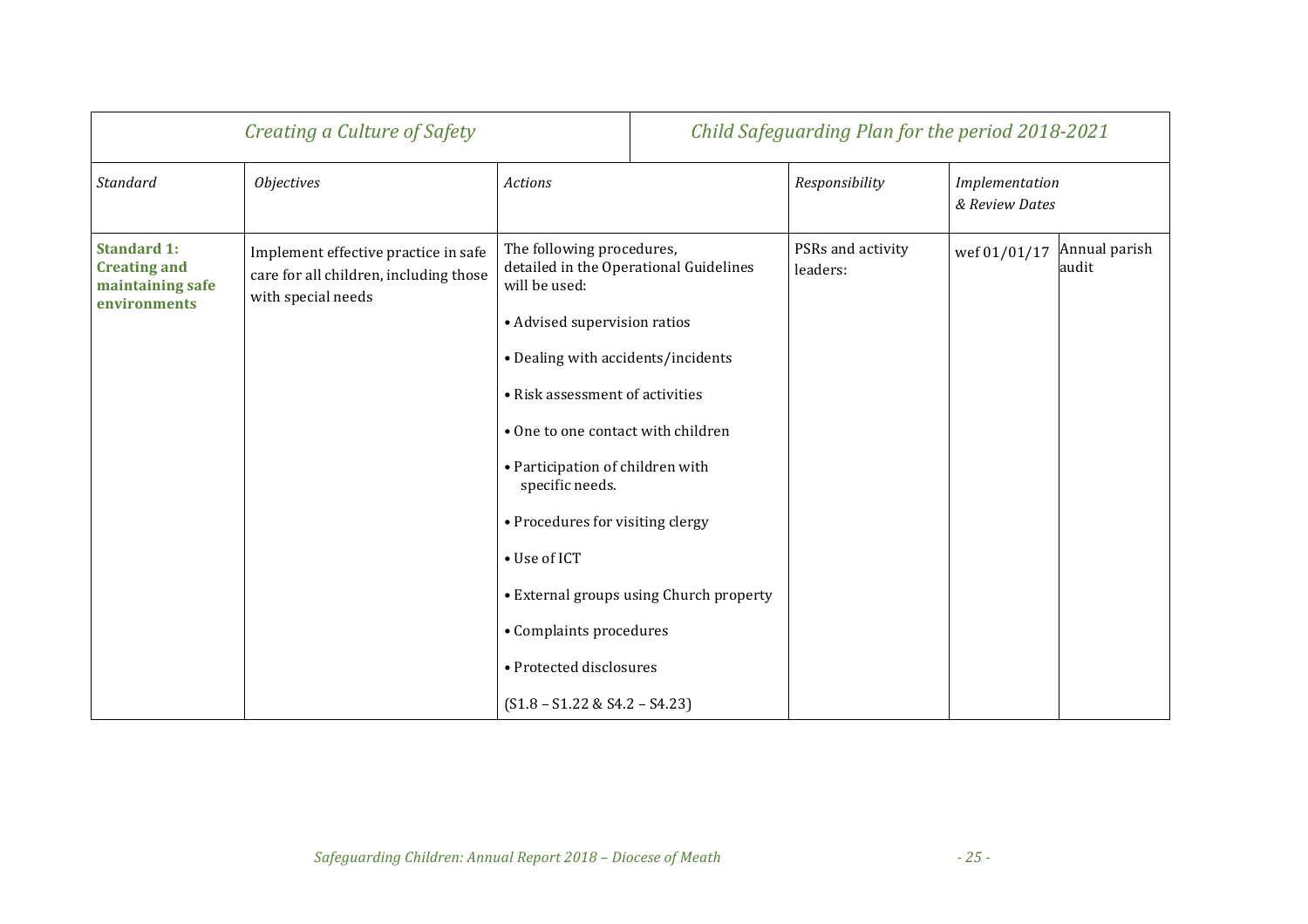| *Creating a Culture of Safety* | | | *Child Safeguarding Plan for the period 2018-2021* | | |
|---|---|---|---|---|---|
| *Standard* | *Objectives* | *Actions* | *Responsibility* | *Implementation & Review Dates* | |
| **Standard 1: Creating and maintaining safe environments** | Implement effective practice in safe care for all children, including those with special needs | The following procedures, detailed in the Operational Guidelines will be used:<br><br>• Advised supervision ratios<br><br>• Dealing with accidents/incidents<br><br>• Risk assessment of activities<br><br>• One to one contact with children<br><br>• Participation of children with specific needs.<br><br>• Procedures for visiting clergy<br><br>• Use of ICT<br><br>• External groups using Church property<br><br>• Complaints procedures<br><br>• Protected disclosures<br><br>(S1.8 – S1.22 & S4.2 – S4.23) | PSRs and activity leaders: | wef 01/01/17 | Annual parish audit |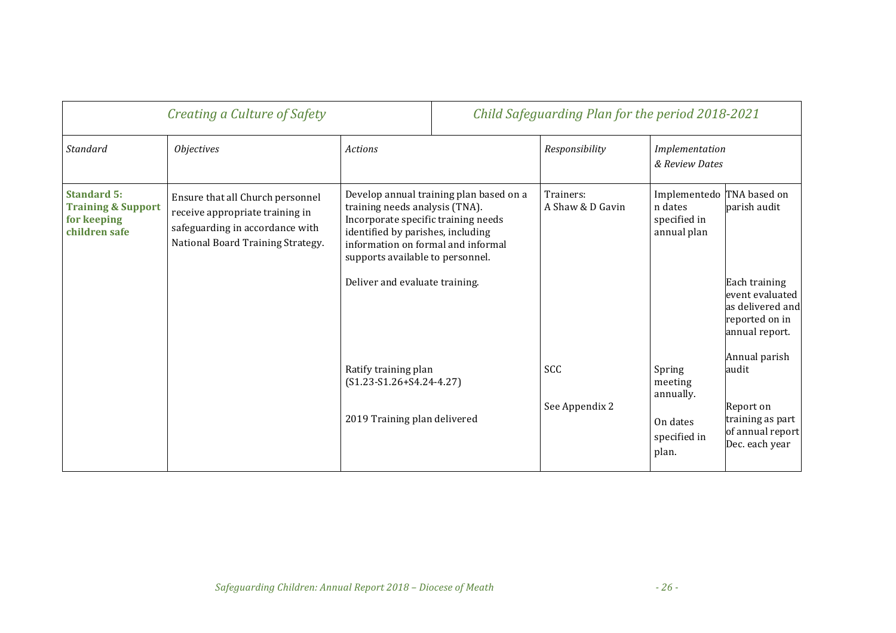| *Creating a Culture of Safety* | | *Child Safeguarding Plan for the period 2018-2021* | | | |
|---|---|---|---|---|---|
| *Standard* | *Objectives* | *Actions* | *Responsibility* | *Implementation & Review Dates* | |
| **Standard 5: Training & Support for keeping children safe** | Ensure that all Church personnel receive appropriate training in safeguarding in accordance with National Board Training Strategy. | Develop annual training plan based on a training needs analysis (TNA). Incorporate specific training needs identified by parishes, including information on formal and informal supports available to personnel. | Trainers: A Shaw & D Gavin | Implementedon dates specified in annual plan | TNA based on parish audit |
| | | Deliver and evaluate training. | | | Each training event evaluated as delivered and reported on in annual report. |
| | | Ratify training plan (S1.23-S1.26+S4.24-4.27) | SCC | Spring meeting annually. | Annual parish audit |
| | | 2019 Training plan delivered | See Appendix 2 | On dates specified in plan. | Report on training as part of annual report Dec. each year |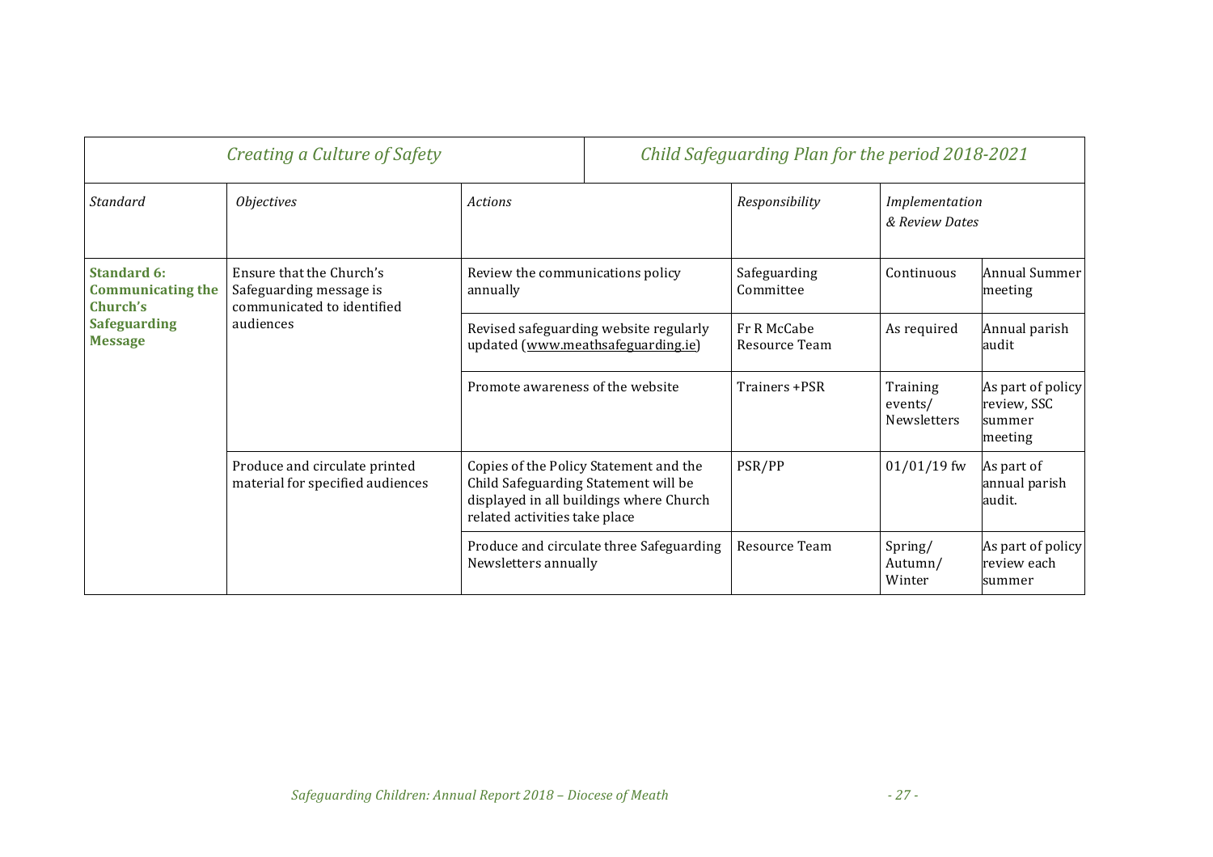| *Creating a Culture of Safety* | | *Child Safeguarding Plan for the period 2018-2021* | | | |
|---|---|---|---|---|---|
| *Standard* | *Objectives* | *Actions* | *Responsibility* | *Implementation & Review Dates* | |
| **Standard 6: Communicating the Church's Safeguarding Message** | Ensure that the Church's Safeguarding message is communicated to identified audiences | Review the communications policy annually | Safeguarding Committee | Continuous | Annual Summer meeting |
| | | Revised safeguarding website regularly updated (www.meathsafeguarding.ie) | Fr R McCabe Resource Team | As required | Annual parish audit |
| | | Promote awareness of the website | Trainers +PSR | Training events/ Newsletters | As part of policy review, SSC summer meeting |
| | Produce and circulate printed material for specified audiences | Copies of the Policy Statement and the Child Safeguarding Statement will be displayed in all buildings where Church related activities take place | PSR/PP | 01/01/19 fw | As part of annual parish audit. |
| | | Produce and circulate three Safeguarding Newsletters annually | Resource Team | Spring/ Autumn/ Winter | As part of policy review each summer |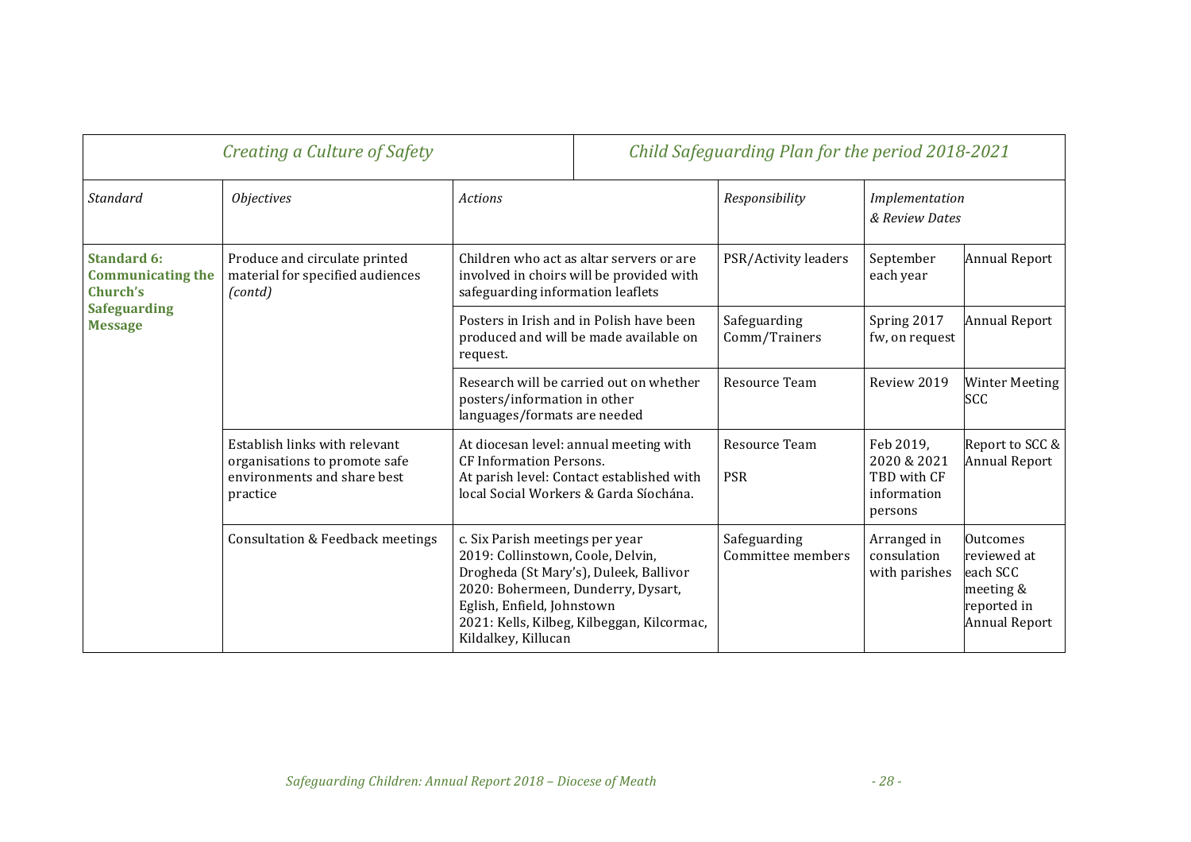| *Creating a Culture of Safety* | | *Child Safeguarding Plan for the period 2018-2021* | | | |
|---|---|---|---|---|---|
| *Standard* | *Objectives* | *Actions* | *Responsibility* | *Implementation & Review Dates* | |
| **Standard 6: Communicating the Church's Safeguarding Message** | Produce and circulate printed material for specified audiences *(contd)* | Children who act as altar servers or are involved in choirs will be provided with safeguarding information leaflets | PSR/Activity leaders | September each year | Annual Report |
| | | Posters in Irish and in Polish have been produced and will be made available on request. | Safeguarding Comm/Trainers | Spring 2017 fw, on request | Annual Report |
| | | Research will be carried out on whether posters/information in other languages/formats are needed | Resource Team | Review 2019 | Winter Meeting SCC |
| | Establish links with relevant organisations to promote safe environments and share best practice | At diocesan level: annual meeting with CF Information Persons.<br>At parish level: Contact established with local Social Workers & Garda Síochána. | Resource Team<br><br>PSR | Feb 2019, 2020 & 2021 TBD with CF information persons | Report to SCC & Annual Report |
| | Consultation & Feedback meetings | c. Six Parish meetings per year<br>2019: Collinstown, Coole, Delvin, Drogheda (St Mary's), Duleek, Ballivor<br>2020: Bohermeen, Dunderry, Dysart, Eglish, Enfield, Johnstown<br>2021: Kells, Kilbeg, Kilbeggan, Kilcormac, Kildalkey, Killucan | Safeguarding Committee members | Arranged in consulation with parishes | Outcomes reviewed at each SCC meeting & reported in Annual Report |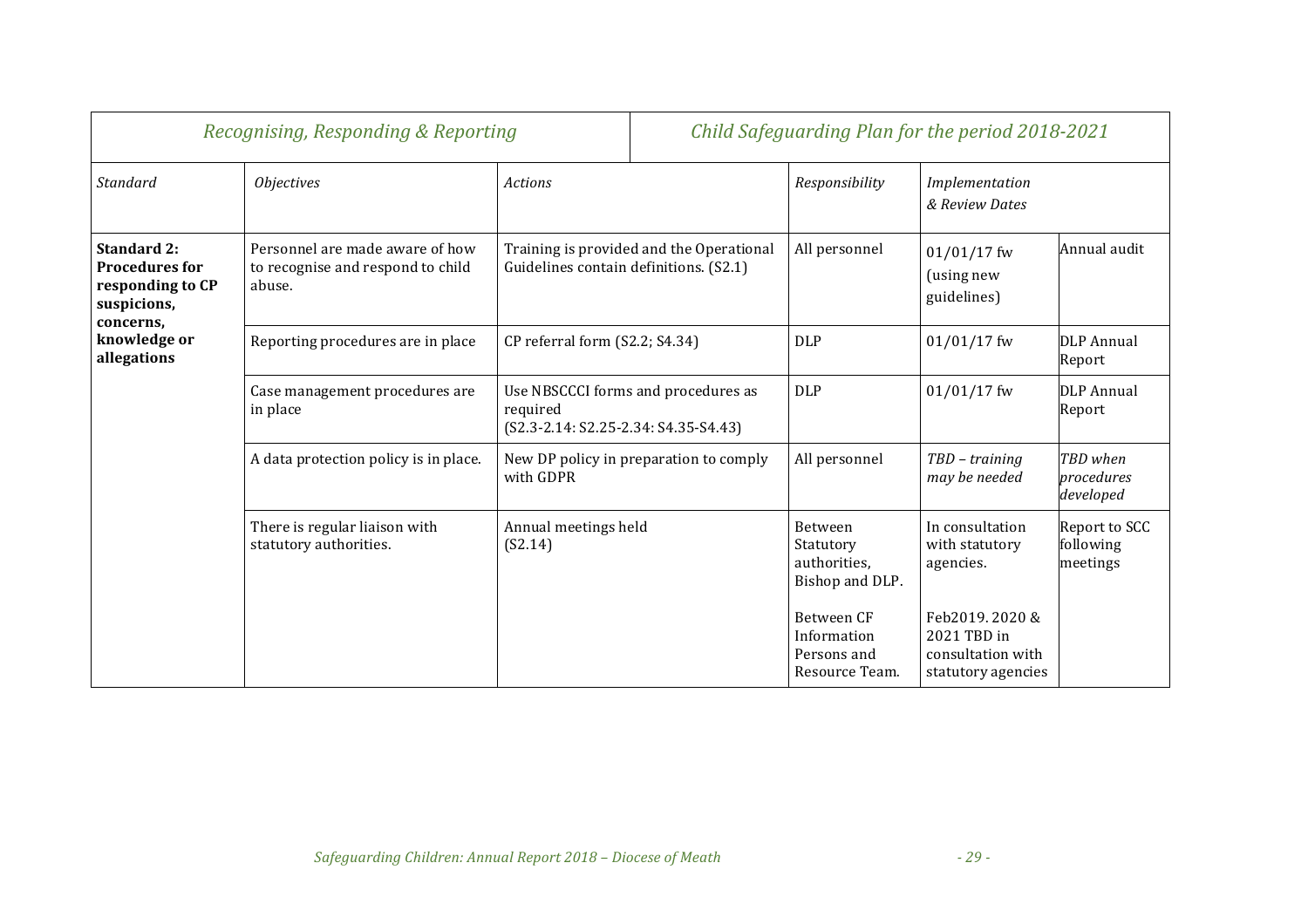| *Recognising, Responding & Reporting* | | *Child Safeguarding Plan for the period 2018-2021* | | | |
|---|---|---|---|---|---|
| *Standard* | *Objectives* | *Actions* | *Responsibility* | *Implementation & Review Dates* | |
| **Standard 2: Procedures for responding to CP suspicions, concerns, knowledge or allegations** | Personnel are made aware of how to recognise and respond to child abuse. | Training is provided and the Operational Guidelines contain definitions. (S2.1) | All personnel | 01/01/17 fw (using new guidelines) | Annual audit |
| | Reporting procedures are in place | CP referral form (S2.2; S4.34) | DLP | 01/01/17 fw | DLP Annual Report |
| | Case management procedures are in place | Use NBSCCCI forms and procedures as required (S2.3-2.14: S2.25-2.34: S4.35-S4.43) | DLP | 01/01/17 fw | DLP Annual Report |
| | A data protection policy is in place. | New DP policy in preparation to comply with GDPR | All personnel | *TBD – training may be needed* | *TBD when procedures developed* |
| | There is regular liaison with statutory authorities. | Annual meetings held (S2.14) | Between Statutory authorities, Bishop and DLP.<br><br>Between CF Information Persons and Resource Team. | In consultation with statutory agencies.<br><br>Feb2019. 2020 & 2021 TBD in consultation with statutory agencies | Report to SCC following meetings |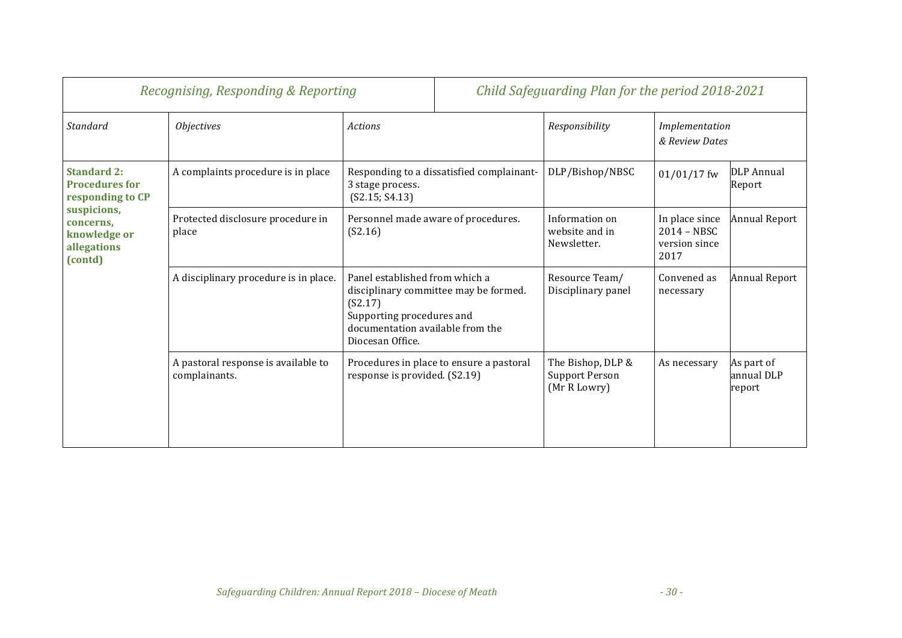| *Recognising, Responding & Reporting* | | | *Child Safeguarding Plan for the period 2018-2021* | | |
|---|---|---|---|---|---|
| *Standard* | *Objectives* | *Actions* | *Responsibility* | *Implementation & Review Dates* | |
| **Standard 2: Procedures for responding to CP suspicions, concerns, knowledge or allegations (contd)** | A complaints procedure is in place | Responding to a dissatisfied complainant- 3 stage process. (S2.15; S4.13) | DLP/Bishop/NBSC | 01/01/17 fw | DLP Annual Report |
| | Protected disclosure procedure in place | Personnel made aware of procedures. (S2.16) | Information on website and in Newsletter. | In place since 2014 – NBSC version since 2017 | Annual Report |
| | A disciplinary procedure is in place. | Panel established from which a disciplinary committee may be formed. (S2.17) Supporting procedures and documentation available from the Diocesan Office. | Resource Team/ Disciplinary panel | Convened as necessary | Annual Report |
| | A pastoral response is available to complainants. | Procedures in place to ensure a pastoral response is provided. (S2.19) | The Bishop, DLP & Support Person (Mr R Lowry) | As necessary | As part of annual DLP report |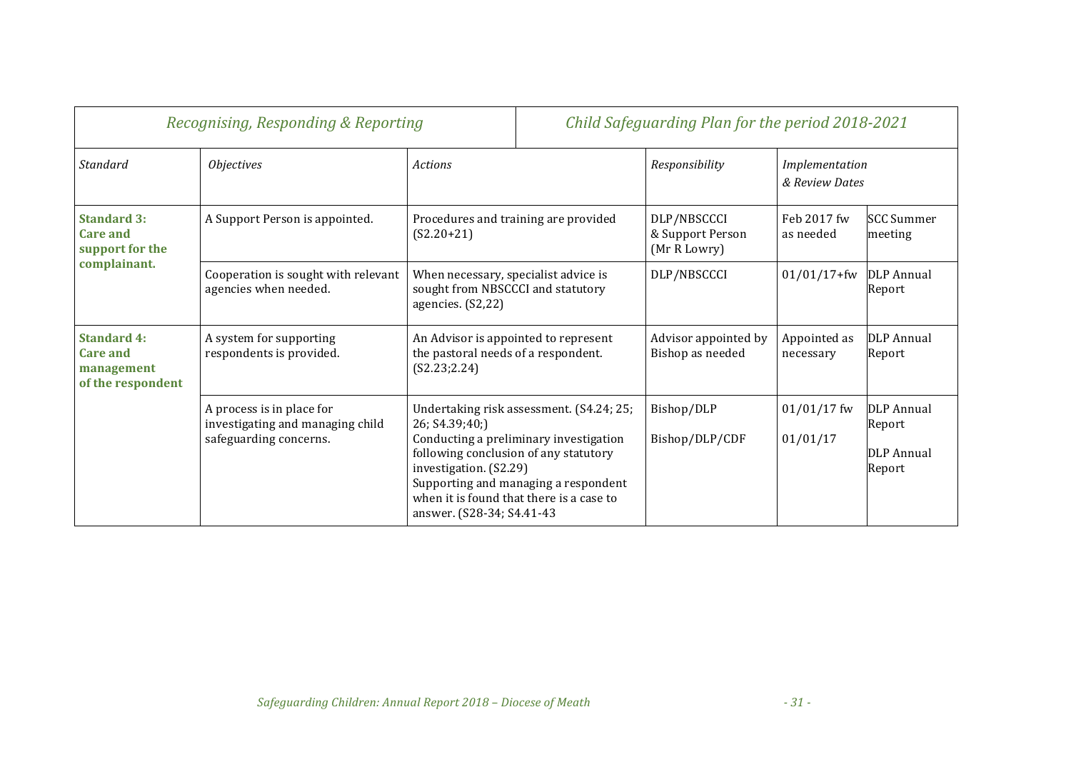| *Recognising, Responding & Reporting* | | | *Child Safeguarding Plan for the period 2018-2021* | | |
|---|---|---|---|---|---|
| *Standard* | *Objectives* | *Actions* | *Responsibility* | *Implementation & Review Dates* | |
| **Standard 3: Care and support for the complainant.** | A Support Person is appointed. | Procedures and training are provided (S2.20+21) | DLP/NBSCCCI & Support Person (Mr R Lowry) | Feb 2017 fw as needed | SCC Summer meeting |
| | Cooperation is sought with relevant agencies when needed. | When necessary, specialist advice is sought from NBSCCCI and statutory agencies. (S2,22) | DLP/NBSCCCI | 01/01/17+fw | DLP Annual Report |
| **Standard 4: Care and management of the respondent** | A system for supporting respondents is provided. | An Advisor is appointed to represent the pastoral needs of a respondent. (S2.23;2.24) | Advisor appointed by Bishop as needed | Appointed as necessary | DLP Annual Report |
| | A process is in place for investigating and managing child safeguarding concerns. | Undertaking risk assessment. (S4.24; 25; 26; S4.39;40;)<br>Conducting a preliminary investigation following conclusion of any statutory investigation. (S2.29)<br>Supporting and managing a respondent when it is found that there is a case to answer. (S28-34; S4.41-43 | Bishop/DLP<br><br>Bishop/DLP/CDF | 01/01/17 fw<br><br>01/01/17 | DLP Annual Report<br><br>DLP Annual Report |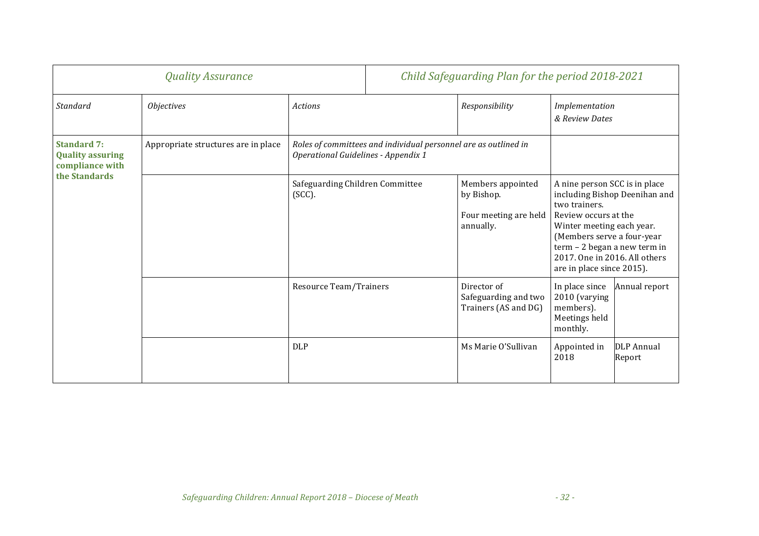| *Quality Assurance* | | *Child Safeguarding Plan for the period 2018-2021* | | | |
|---|---|---|---|---|---|
| *Standard* | *Objectives* | *Actions* | *Responsibility* | *Implementation & Review Dates* | |
| **Standard 7: Quality assuring compliance with the Standards** | Appropriate structures are in place | *Roles of committees and individual personnel are as outlined in Operational Guidelines - Appendix 1* | | | |
| | | Safeguarding Children Committee (SCC). | Members appointed by Bishop. Four meeting are held annually. | A nine person SCC is in place including Bishop Deenihan and two trainers. Review occurs at the Winter meeting each year. (Members serve a four-year term – 2 began a new term in 2017. One in 2016. All others are in place since 2015). | |
| | | Resource Team/Trainers | Director of Safeguarding and two Trainers (AS and DG) | In place since 2010 (varying members). Meetings held monthly. | Annual report |
| | | DLP | Ms Marie O'Sullivan | Appointed in 2018 | DLP Annual Report |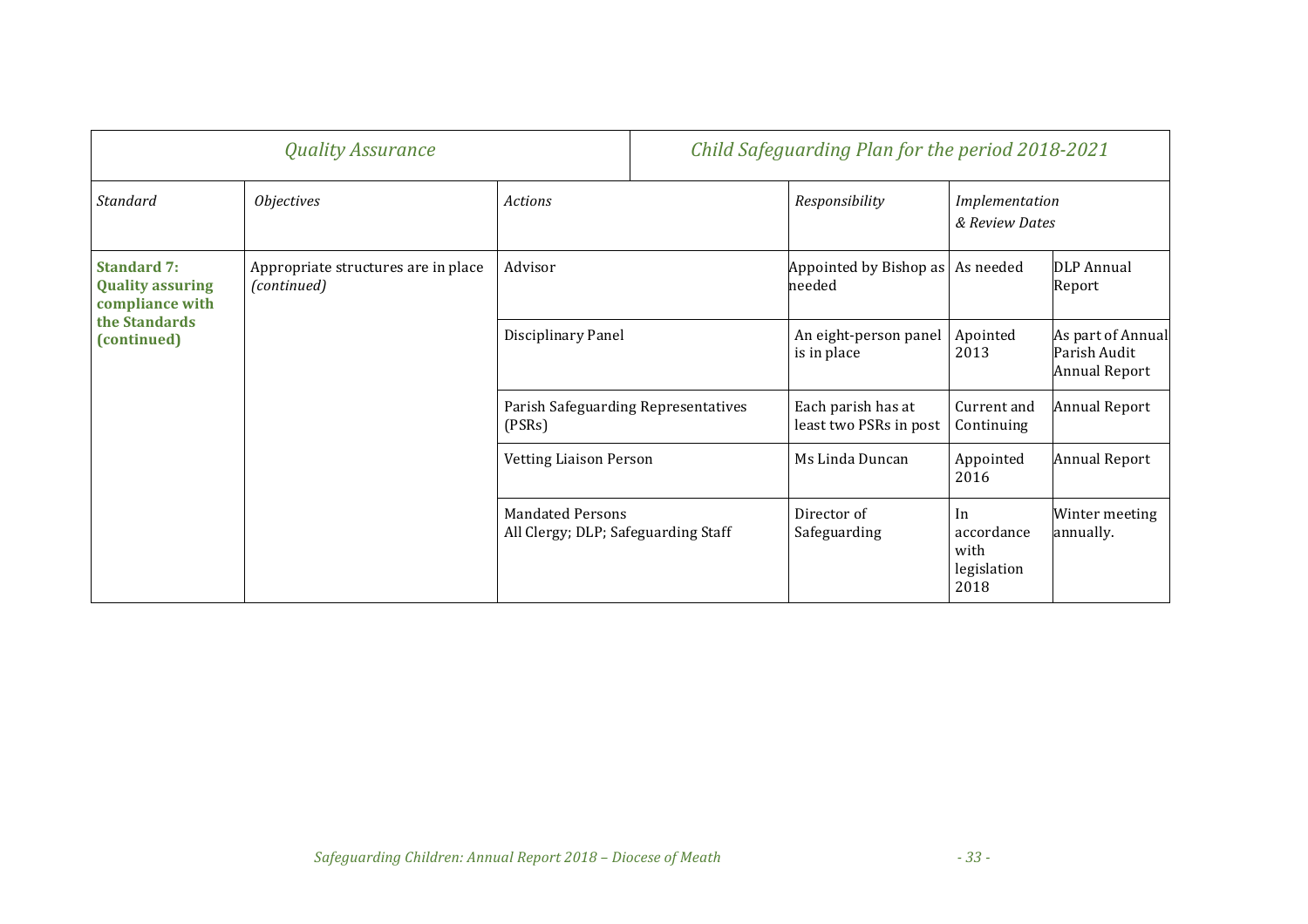| *Quality Assurance* | | *Child Safeguarding Plan for the period 2018-2021* | | | |
|---|---|---|---|---|---|
| *Standard* | *Objectives* | *Actions* | *Responsibility* | *Implementation & Review Dates* | |
| **Standard 7: Quality assuring compliance with the Standards (continued)** | Appropriate structures are in place *(continued)* | Advisor | Appointed by Bishop as needed | As needed | DLP Annual Report |
| | | Disciplinary Panel | An eight-person panel is in place | Apointed 2013 | As part of Annual Parish Audit Annual Report |
| | | Parish Safeguarding Representatives (PSRs) | Each parish has at least two PSRs in post | Current and Continuing | Annual Report |
| | | Vetting Liaison Person | Ms Linda Duncan | Appointed 2016 | Annual Report |
| | | Mandated Persons<br>All Clergy; DLP; Safeguarding Staff | Director of Safeguarding | In accordance with legislation 2018 | Winter meeting annually. |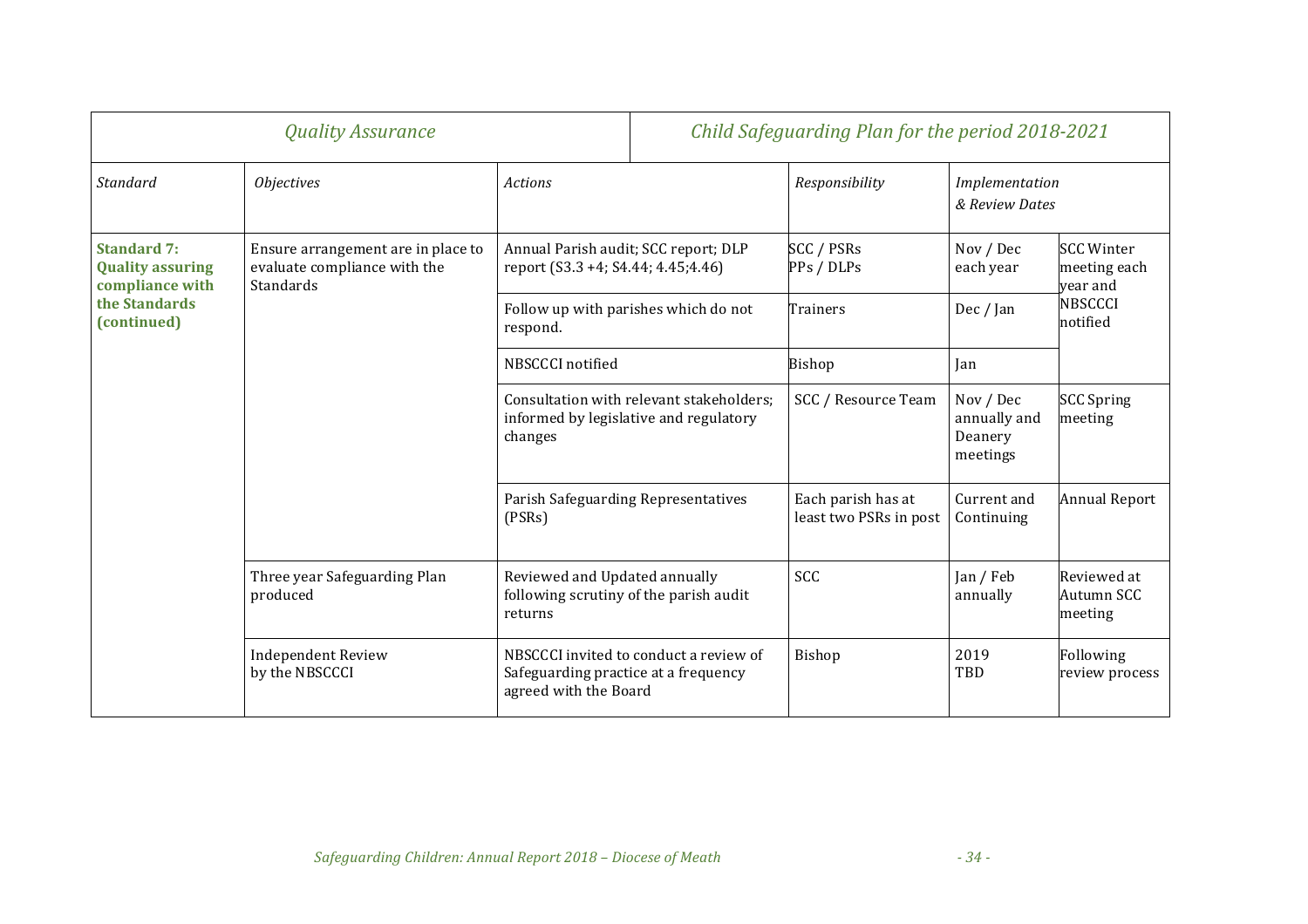| *Quality Assurance* | | | *Child Safeguarding Plan for the period 2018-2021* | | |
|---|---|---|---|---|---|
| *Standard* | *Objectives* | *Actions* | *Responsibility* | *Implementation & Review Dates* | |
| **Standard 7: Quality assuring compliance with the Standards (continued)** | Ensure arrangement are in place to evaluate compliance with the Standards | Annual Parish audit; SCC report; DLP report (S3.3 +4; S4.44; 4.45;4.46) | SCC / PSRs PPs / DLPs | Nov / Dec each year | SCC Winter meeting each year and NBSCCCI notified |
| | | Follow up with parishes which do not respond. | Trainers | Dec / Jan | |
| | | NBSCCCI notified | Bishop | Jan | |
| | | Consultation with relevant stakeholders; informed by legislative and regulatory changes | SCC / Resource Team | Nov / Dec annually and Deanery meetings | SCC Spring meeting |
| | | Parish Safeguarding Representatives (PSRs) | Each parish has at least two PSRs in post | Current and Continuing | Annual Report |
| | Three year Safeguarding Plan produced | Reviewed and Updated annually following scrutiny of the parish audit returns | SCC | Jan / Feb annually | Reviewed at Autumn SCC meeting |
| | Independent Review by the NBSCCCI | NBSCCCI invited to conduct a review of Safeguarding practice at a frequency agreed with the Board | Bishop | 2019 TBD | Following review process |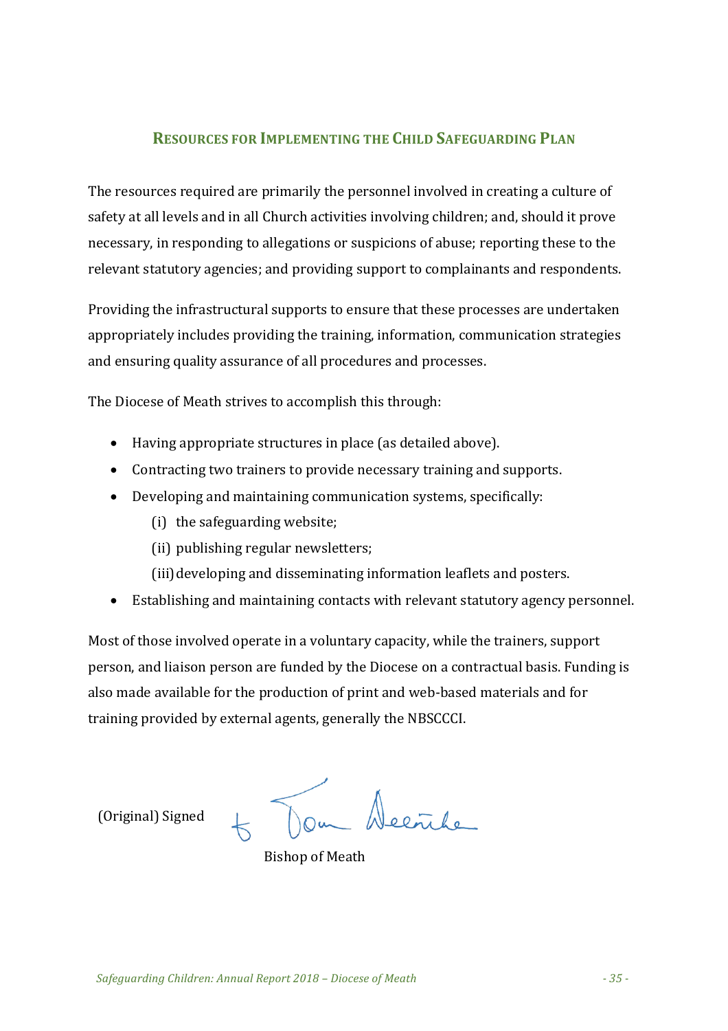## Resources for Implementing the Child Safeguarding Plan

The resources required are primarily the personnel involved in creating a culture of safety at all levels and in all Church activities involving children; and, should it prove necessary, in responding to allegations or suspicions of abuse; reporting these to the relevant statutory agencies; and providing support to complainants and respondents.

Providing the infrastructural supports to ensure that these processes are undertaken appropriately includes providing the training, information, communication strategies and ensuring quality assurance of all procedures and processes.

The Diocese of Meath strives to accomplish this through:

- Having appropriate structures in place (as detailed above).
- Contracting two trainers to provide necessary training and supports.
- Developing and maintaining communication systems, specifically:
  - (i) the safeguarding website;
  - (ii) publishing regular newsletters;
  - (iii) developing and disseminating information leaflets and posters.
- Establishing and maintaining contacts with relevant statutory agency personnel.

Most of those involved operate in a voluntary capacity, while the trainers, support person, and liaison person are funded by the Diocese on a contractual basis. Funding is also made available for the production of print and web-based materials and for training provided by external agents, generally the NBSCCCI.

(Original) Signed + Tom Deenihan

Bishop of Meath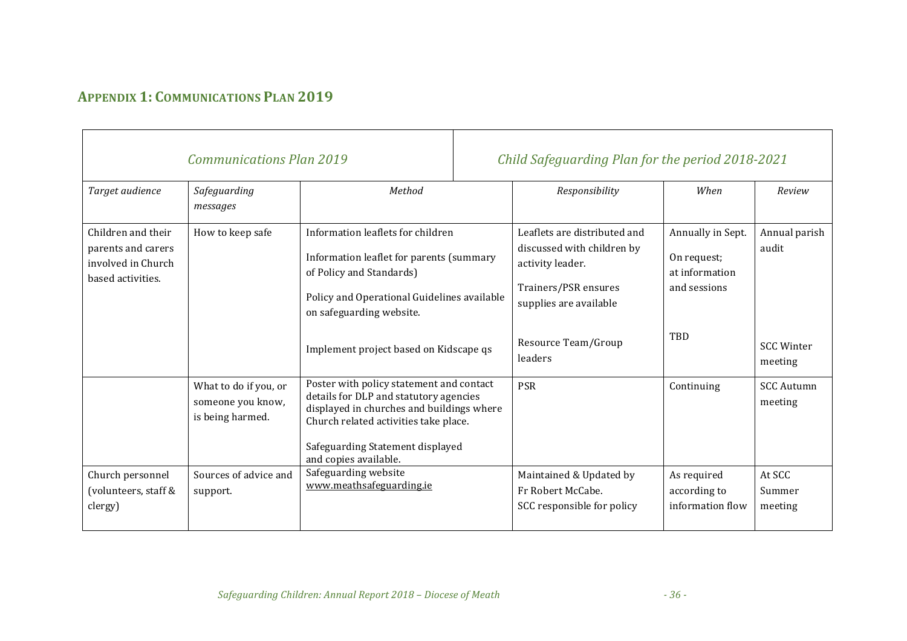## Appendix 1: Communications Plan 2019

| *Communications Plan 2019* | | | *Child Safeguarding Plan for the period 2018-2021* | | |
|---|---|---|---|---|---|
| *Target audience* | *Safeguarding messages* | *Method* | *Responsibility* | *When* | *Review* |
| Children and their parents and carers involved in Church based activities. | How to keep safe | Information leaflets for children<br><br>Information leaflet for parents (summary of Policy and Standards)<br><br>Policy and Operational Guidelines available on safeguarding website.<br><br>Implement project based on Kidscape qs | Leaflets are distributed and discussed with children by activity leader.<br><br>Trainers/PSR ensures supplies are available<br><br>Resource Team/Group leaders | Annually in Sept.<br><br>On request; at information and sessions<br><br>TBD | Annual parish audit<br><br>SCC Winter meeting |
| | What to do if you, or someone you know, is being harmed. | Poster with policy statement and contact details for DLP and statutory agencies displayed in churches and buildings where Church related activities take place.<br><br>Safeguarding Statement displayed and copies available. | PSR | Continuing | SCC Autumn meeting |
| Church personnel (volunteers, staff & clergy) | Sources of advice and support. | Safeguarding website www.meathsafeguarding.ie | Maintained & Updated by Fr Robert McCabe.<br>SCC responsible for policy | As required according to information flow | At SCC Summer meeting |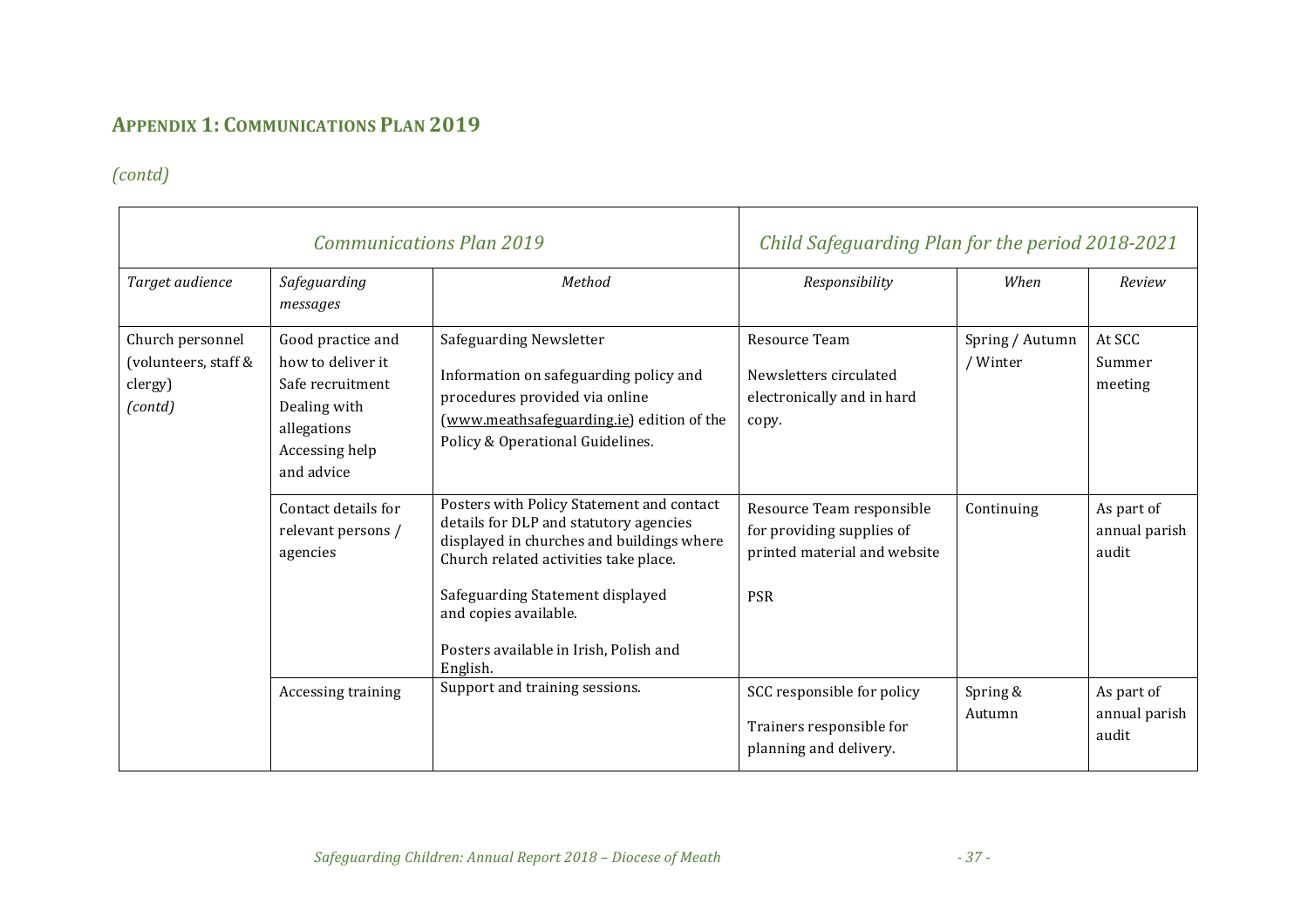## APPENDIX 1: COMMUNICATIONS PLAN 2019

*(contd)*

| *Communications Plan 2019* | | | *Child Safeguarding Plan for the period 2018-2021* | | |
|---|---|---|---|---|---|
| *Target audience* | *Safeguarding messages* | *Method* | *Responsibility* | *When* | *Review* |
| Church personnel (volunteers, staff & clergy) *(contd)* | Good practice and how to deliver it<br>Safe recruitment<br>Dealing with allegations<br>Accessing help and advice | Safeguarding Newsletter<br><br>Information on safeguarding policy and procedures provided via online (www.meathsafeguarding.ie) edition of the Policy & Operational Guidelines. | Resource Team<br><br>Newsletters circulated electronically and in hard copy. | Spring / Autumn / Winter | At SCC Summer meeting |
| | Contact details for relevant persons / agencies | Posters with Policy Statement and contact details for DLP and statutory agencies displayed in churches and buildings where Church related activities take place.<br><br>Safeguarding Statement displayed and copies available.<br><br>Posters available in Irish, Polish and English. | Resource Team responsible for providing supplies of printed material and website<br><br>PSR | Continuing | As part of annual parish audit |
| | Accessing training | Support and training sessions. | SCC responsible for policy<br><br>Trainers responsible for planning and delivery. | Spring & Autumn | As part of annual parish audit |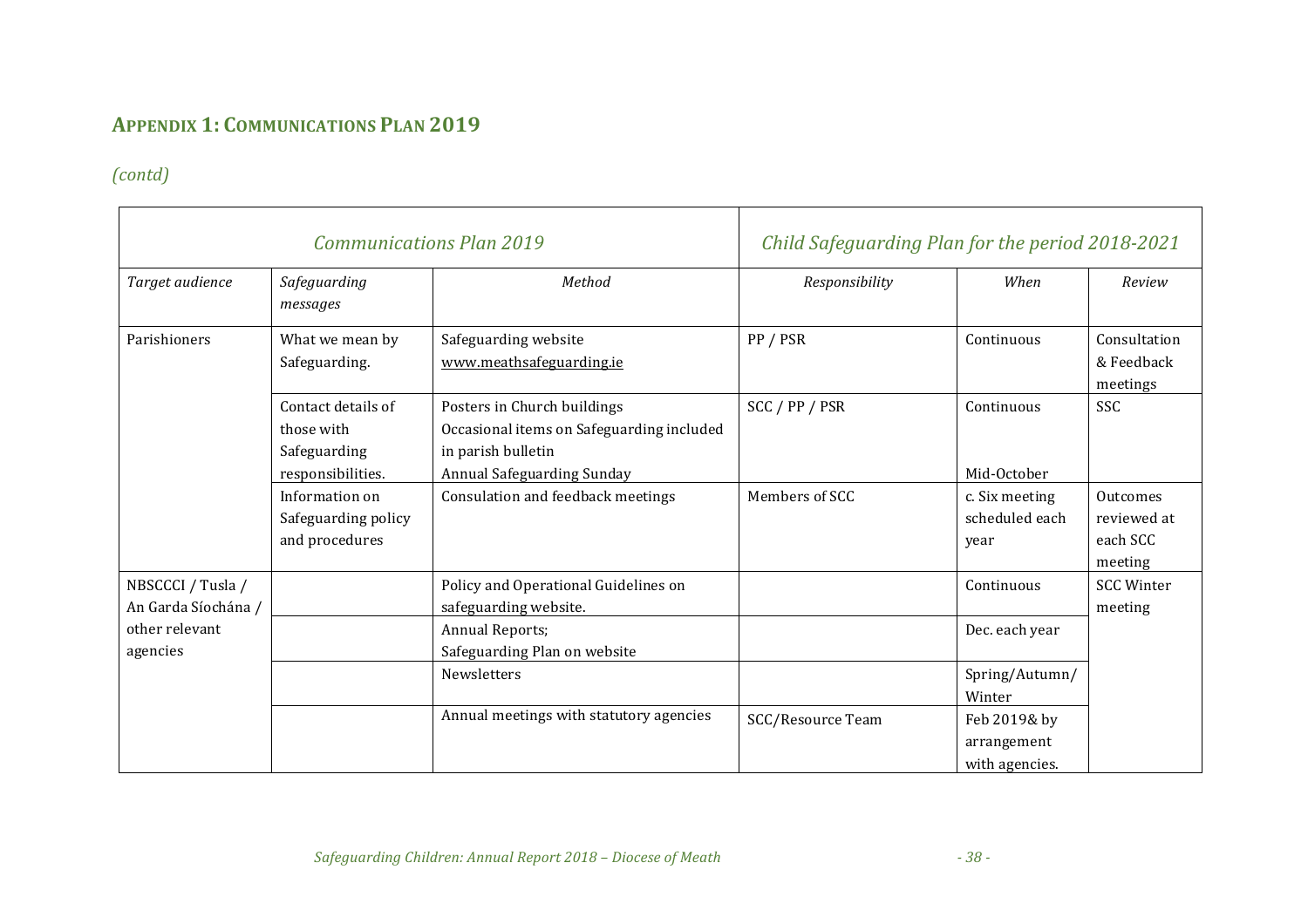## APPENDIX 1: COMMUNICATIONS PLAN 2019

*(contd)*

| *Communications Plan 2019* | | | *Child Safeguarding Plan for the period 2018-2021* | | |
|---|---|---|---|---|---|
| *Target audience* | *Safeguarding messages* | *Method* | *Responsibility* | *When* | *Review* |
| Parishioners | What we mean by Safeguarding. | Safeguarding website www.meathsafeguarding.ie | PP / PSR | Continuous | Consultation & Feedback meetings |
| | Contact details of those with Safeguarding responsibilities. | Posters in Church buildings<br>Occasional items on Safeguarding included in parish bulletin<br>Annual Safeguarding Sunday | SCC / PP / PSR | Continuous<br><br><br>Mid-October | SSC |
| | Information on Safeguarding policy and procedures | Consulation and feedback meetings | Members of SCC | c. Six meeting scheduled each year | Outcomes reviewed at each SCC meeting |
| NBSCCCI / Tusla / An Garda Síochána / other relevant agencies | | Policy and Operational Guidelines on safeguarding website. | | Continuous | SCC Winter meeting |
| | | Annual Reports;<br>Safeguarding Plan on website | | Dec. each year | |
| | | Newsletters | | Spring/Autumn/ Winter | |
| | | Annual meetings with statutory agencies | SCC/Resource Team | Feb 2019& by arrangement with agencies. | |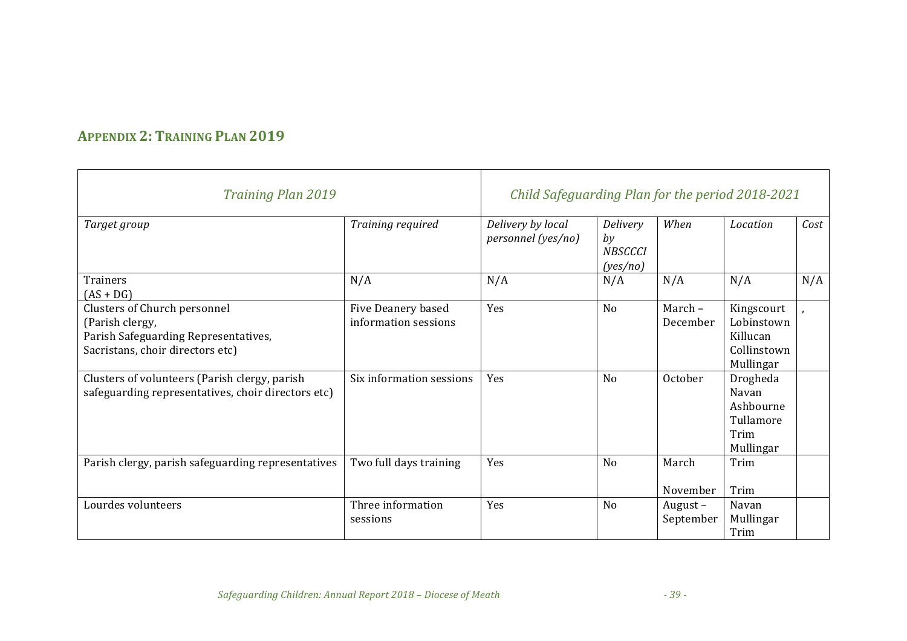## APPENDIX 2: TRAINING PLAN 2019

| *Training Plan 2019* | | *Child Safeguarding Plan for the period 2018-2021* | | | | |
|---|---|---|---|---|---|---|
| *Target group* | *Training required* | *Delivery by local personnel (yes/no)* | *Delivery by NBSCCCI (yes/no)* | *When* | *Location* | *Cost* |
| Trainers (AS + DG) | N/A | N/A | N/A | N/A | N/A | N/A |
| Clusters of Church personnel (Parish clergy, Parish Safeguarding Representatives, Sacristans, choir directors etc) | Five Deanery based information sessions | Yes | No | March – December | Kingscourt Lobinstown Killucan Collinstown Mullingar | , |
| Clusters of volunteers (Parish clergy, parish safeguarding representatives, choir directors etc) | Six information sessions | Yes | No | October | Drogheda Navan Ashbourne Tullamore Trim Mullingar | |
| Parish clergy, parish safeguarding representatives | Two full days training | Yes | No | March November | Trim Trim | |
| Lourdes volunteers | Three information sessions | Yes | No | August – September | Navan Mullingar Trim | |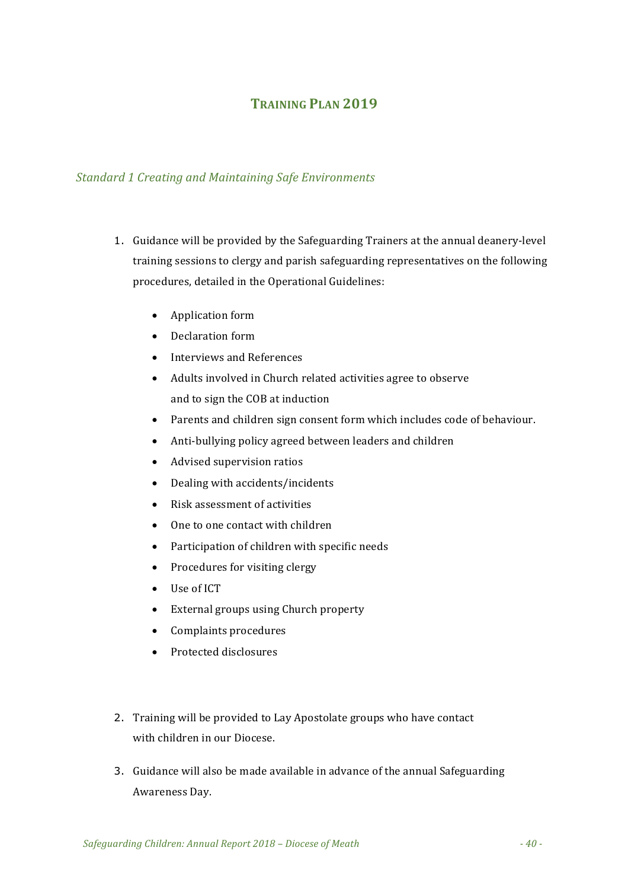# Training Plan 2019

## *Standard 1 Creating and Maintaining Safe Environments*

1. Guidance will be provided by the Safeguarding Trainers at the annual deanery-level training sessions to clergy and parish safeguarding representatives on the following procedures, detailed in the Operational Guidelines:

    - Application form
    - Declaration form
    - Interviews and References
    - Adults involved in Church related activities agree to observe and to sign the COB at induction
    - Parents and children sign consent form which includes code of behaviour.
    - Anti-bullying policy agreed between leaders and children
    - Advised supervision ratios
    - Dealing with accidents/incidents
    - Risk assessment of activities
    - One to one contact with children
    - Participation of children with specific needs
    - Procedures for visiting clergy
    - Use of ICT
    - External groups using Church property
    - Complaints procedures
    - Protected disclosures

2. Training will be provided to Lay Apostolate groups who have contact with children in our Diocese.

3. Guidance will also be made available in advance of the annual Safeguarding Awareness Day.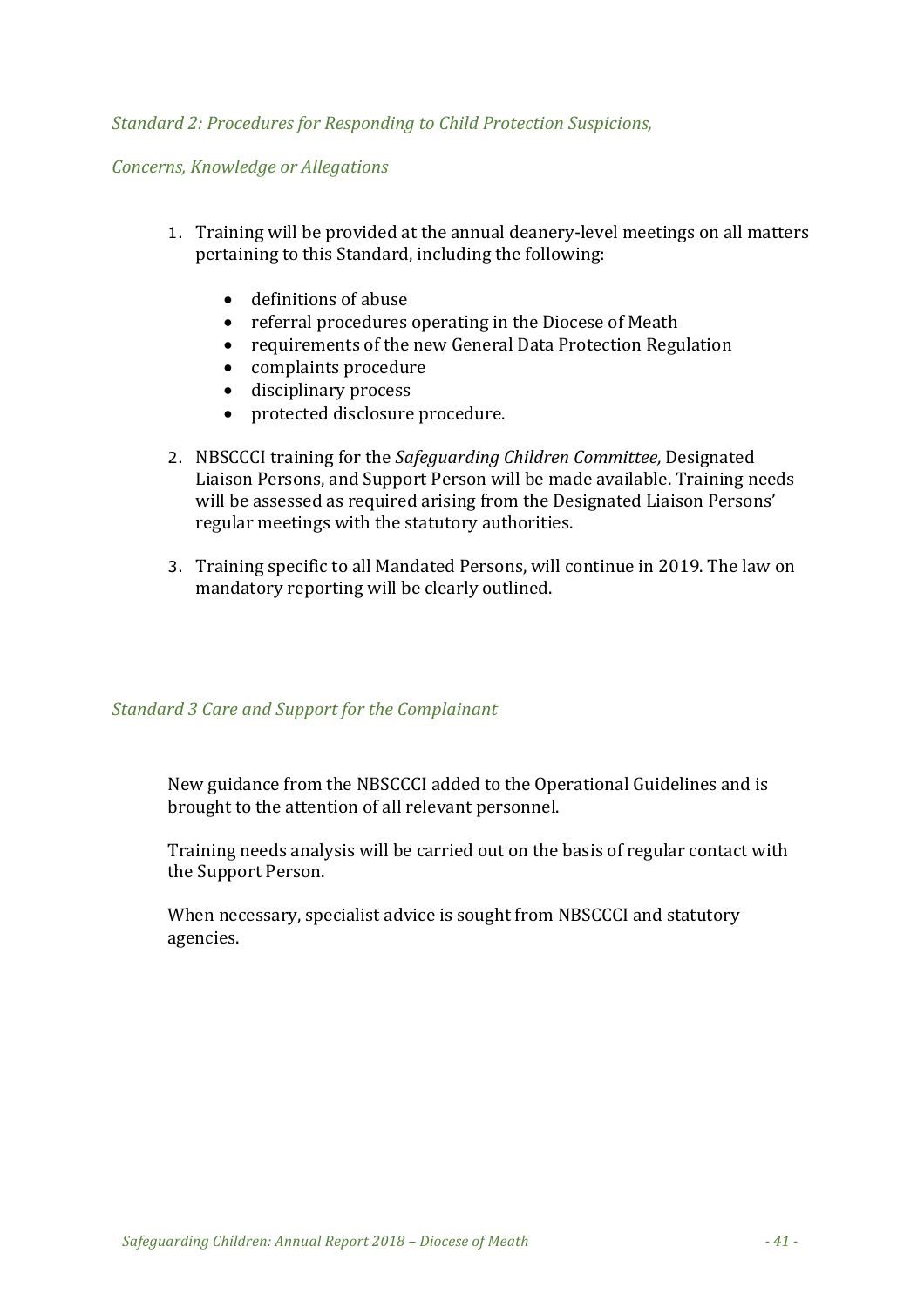### *Standard 2: Procedures for Responding to Child Protection Suspicions, Concerns, Knowledge or Allegations*

1. Training will be provided at the annual deanery-level meetings on all matters pertaining to this Standard, including the following:

   - definitions of abuse
   - referral procedures operating in the Diocese of Meath
   - requirements of the new General Data Protection Regulation
   - complaints procedure
   - disciplinary process
   - protected disclosure procedure.

2. NBSCCCI training for the *Safeguarding Children Committee,* Designated Liaison Persons, and Support Person will be made available. Training needs will be assessed as required arising from the Designated Liaison Persons' regular meetings with the statutory authorities.

3. Training specific to all Mandated Persons, will continue in 2019. The law on mandatory reporting will be clearly outlined.

### *Standard 3 Care and Support for the Complainant*

New guidance from the NBSCCCI added to the Operational Guidelines and is brought to the attention of all relevant personnel.

Training needs analysis will be carried out on the basis of regular contact with the Support Person.

When necessary, specialist advice is sought from NBSCCCI and statutory agencies.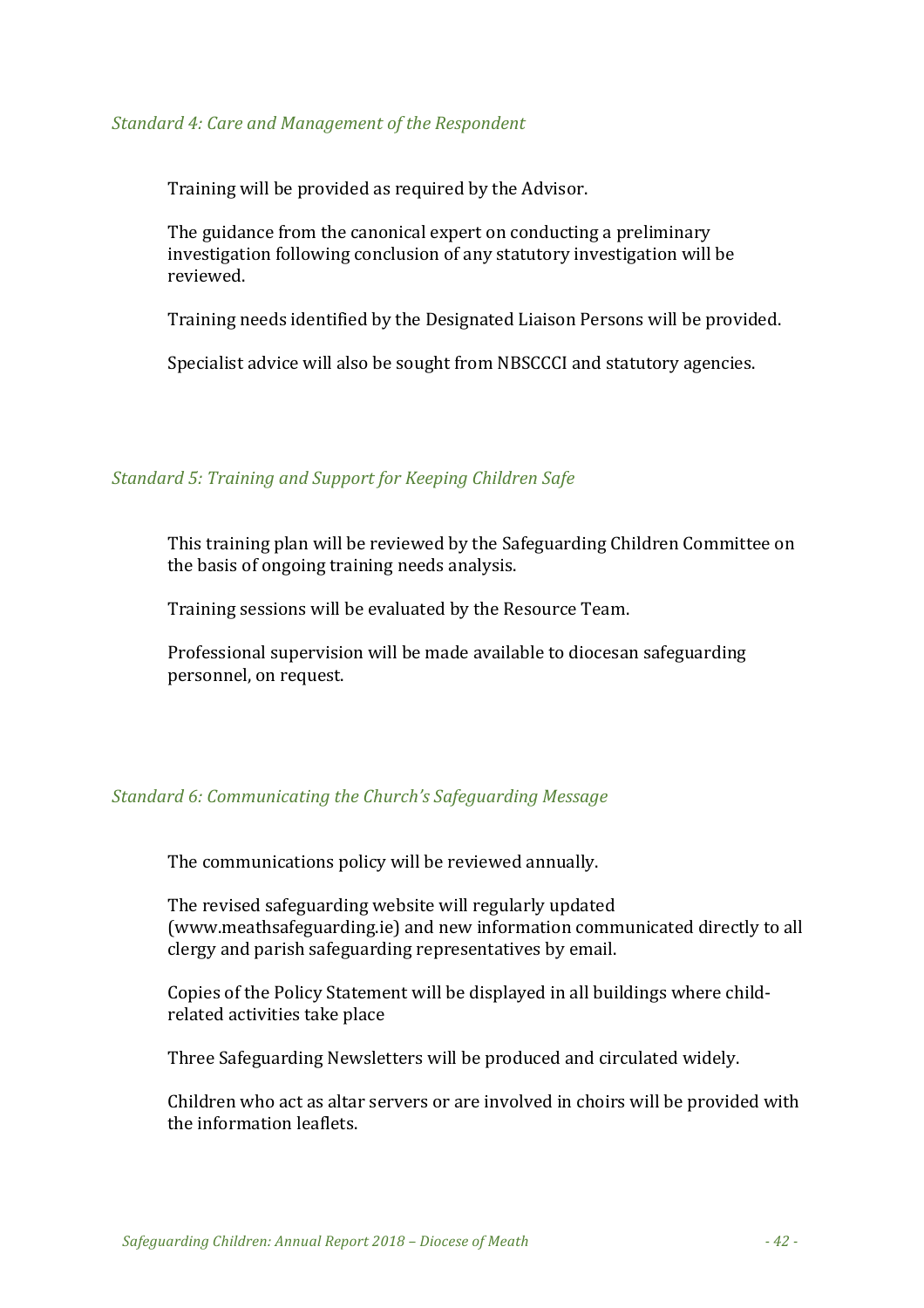### *Standard 4: Care and Management of the Respondent*

Training will be provided as required by the Advisor.

The guidance from the canonical expert on conducting a preliminary investigation following conclusion of any statutory investigation will be reviewed.

Training needs identified by the Designated Liaison Persons will be provided.

Specialist advice will also be sought from NBSCCCI and statutory agencies.

### *Standard 5: Training and Support for Keeping Children Safe*

This training plan will be reviewed by the Safeguarding Children Committee on the basis of ongoing training needs analysis.

Training sessions will be evaluated by the Resource Team.

Professional supervision will be made available to diocesan safeguarding personnel, on request.

### *Standard 6: Communicating the Church's Safeguarding Message*

The communications policy will be reviewed annually.

The revised safeguarding website will regularly updated (www.meathsafeguarding.ie) and new information communicated directly to all clergy and parish safeguarding representatives by email.

Copies of the Policy Statement will be displayed in all buildings where child-related activities take place

Three Safeguarding Newsletters will be produced and circulated widely.

Children who act as altar servers or are involved in choirs will be provided with the information leaflets.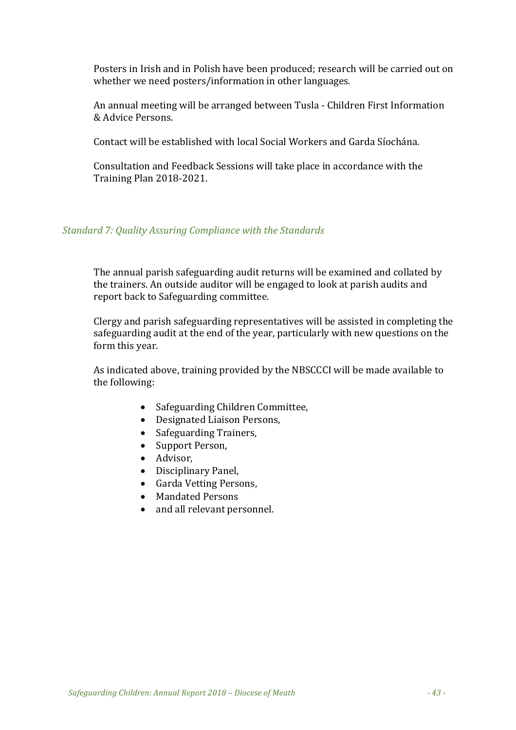Posters in Irish and in Polish have been produced; research will be carried out on whether we need posters/information in other languages.

An annual meeting will be arranged between Tusla - Children First Information & Advice Persons.

Contact will be established with local Social Workers and Garda Síochána.

Consultation and Feedback Sessions will take place in accordance with the Training Plan 2018-2021.

### *Standard 7: Quality Assuring Compliance with the Standards*

The annual parish safeguarding audit returns will be examined and collated by the trainers. An outside auditor will be engaged to look at parish audits and report back to Safeguarding committee.

Clergy and parish safeguarding representatives will be assisted in completing the safeguarding audit at the end of the year, particularly with new questions on the form this year.

As indicated above, training provided by the NBSCCCI will be made available to the following:

- Safeguarding Children Committee,
- Designated Liaison Persons,
- Safeguarding Trainers,
- Support Person,
- Advisor,
- Disciplinary Panel,
- Garda Vetting Persons,
- Mandated Persons
- and all relevant personnel.